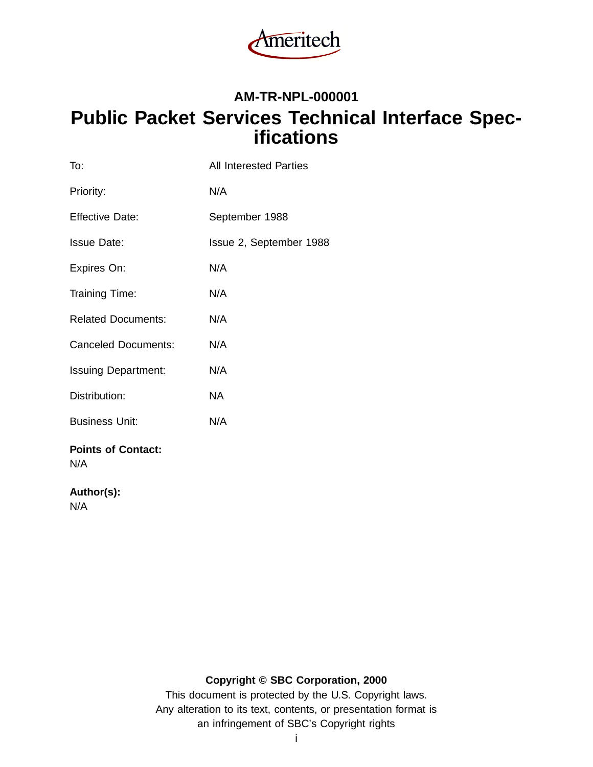Ameritech

**AM-TR-NPL-000001**

# Public Packet Services Technical Interface Specifications

| | |
|---|---|
| To: | All Interested Parties |
| Priority: | N/A |
| Effective Date: | September 1988 |
| Issue Date: | Issue 2, September 1988 |
| Expires On: | N/A |
| Training Time: | N/A |
| Related Documents: | N/A |
| Canceled Documents: | N/A |
| Issuing Department: | N/A |
| Distribution: | NA |
| Business Unit: | N/A |

**Points of Contact:**
N/A

**Author(s):**
N/A

**Copyright © SBC Corporation, 2000**

This document is protected by the U.S. Copyright laws.
Any alteration to its text, contents, or presentation format is
an infringement of SBC's Copyright rights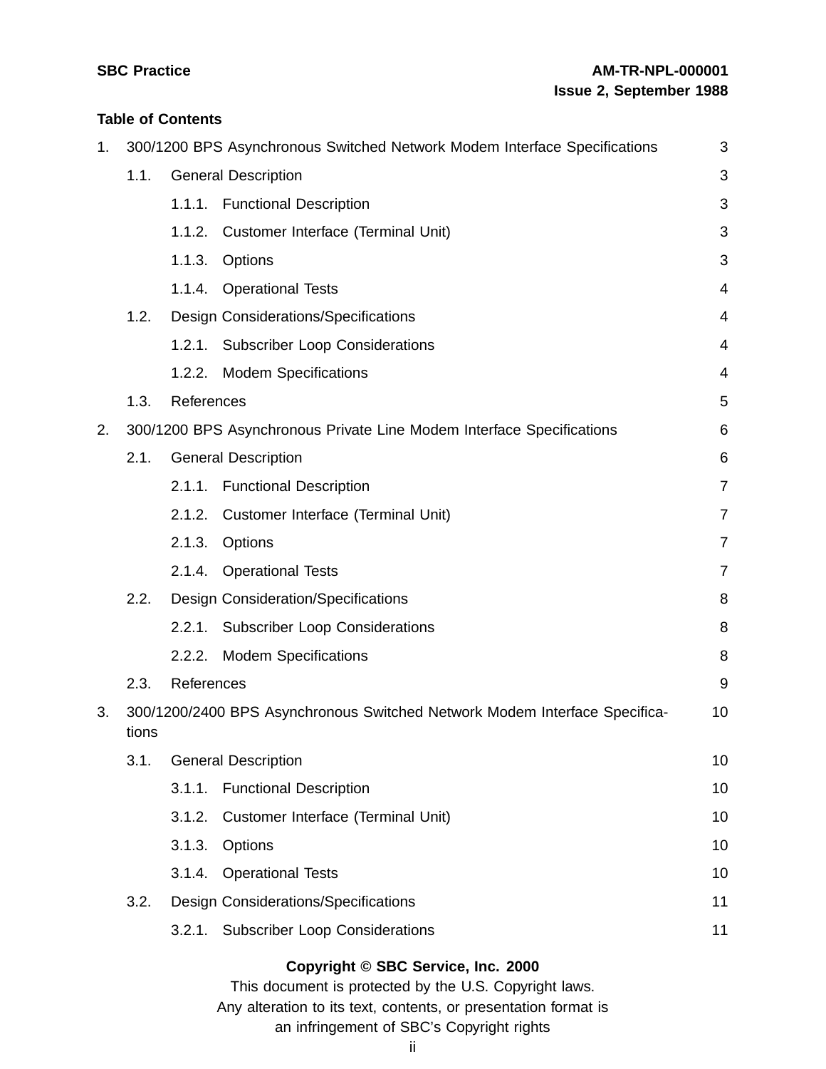**Table of Contents**

1. 300/1200 BPS Asynchronous Switched Network Modem Interface Specifications 3
   - 1.1. General Description 3
     - 1.1.1. Functional Description 3
     - 1.1.2. Customer Interface (Terminal Unit) 3
     - 1.1.3. Options 3
     - 1.1.4. Operational Tests 4
   - 1.2. Design Considerations/Specifications 4
     - 1.2.1. Subscriber Loop Considerations 4
     - 1.2.2. Modem Specifications 4
   - 1.3. References 5
2. 300/1200 BPS Asynchronous Private Line Modem Interface Specifications 6
   - 2.1. General Description 6
     - 2.1.1. Functional Description 7
     - 2.1.2. Customer Interface (Terminal Unit) 7
     - 2.1.3. Options 7
     - 2.1.4. Operational Tests 7
   - 2.2. Design Consideration/Specifications 8
     - 2.2.1. Subscriber Loop Considerations 8
     - 2.2.2. Modem Specifications 8
   - 2.3. References 9
3. 300/1200/2400 BPS Asynchronous Switched Network Modem Interface Specifications 10
   - 3.1. General Description 10
     - 3.1.1. Functional Description 10
     - 3.1.2. Customer Interface (Terminal Unit) 10
     - 3.1.3. Options 10
     - 3.1.4. Operational Tests 10
   - 3.2. Design Considerations/Specifications 11
     - 3.2.1. Subscriber Loop Considerations 11

**Copyright © SBC Service, Inc. 2000**
This document is protected by the U.S. Copyright laws.
Any alteration to its text, contents, or presentation format is
an infringement of SBC's Copyright rights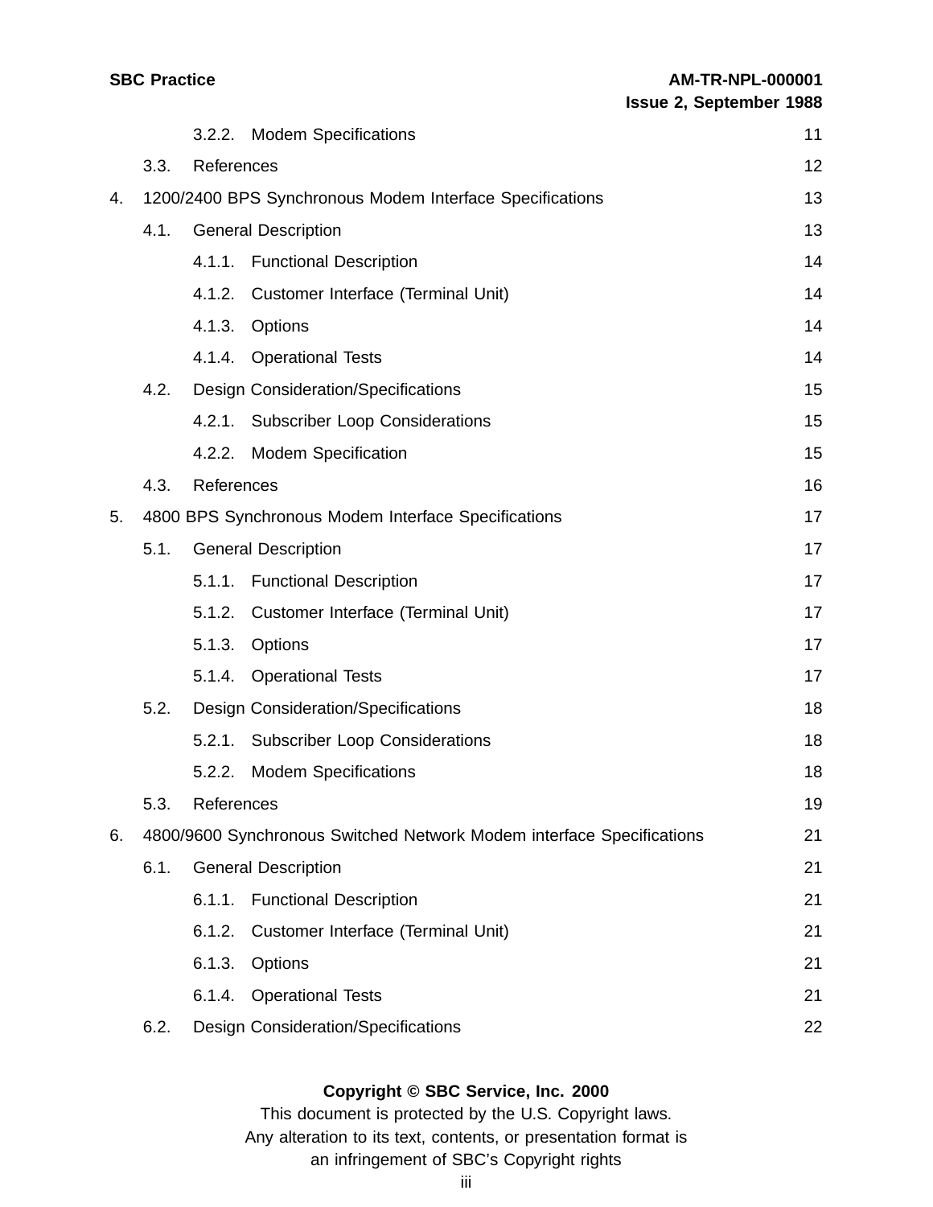| | | |
|---|---|---|
| 3.2.2. | Modem Specifications | 11 |
| 3.3. | References | 12 |
| 4. | 1200/2400 BPS Synchronous Modem Interface Specifications | 13 |
| 4.1. | General Description | 13 |
| 4.1.1. | Functional Description | 14 |
| 4.1.2. | Customer Interface (Terminal Unit) | 14 |
| 4.1.3. | Options | 14 |
| 4.1.4. | Operational Tests | 14 |
| 4.2. | Design Consideration/Specifications | 15 |
| 4.2.1. | Subscriber Loop Considerations | 15 |
| 4.2.2. | Modem Specification | 15 |
| 4.3. | References | 16 |
| 5. | 4800 BPS Synchronous Modem Interface Specifications | 17 |
| 5.1. | General Description | 17 |
| 5.1.1. | Functional Description | 17 |
| 5.1.2. | Customer Interface (Terminal Unit) | 17 |
| 5.1.3. | Options | 17 |
| 5.1.4. | Operational Tests | 17 |
| 5.2. | Design Consideration/Specifications | 18 |
| 5.2.1. | Subscriber Loop Considerations | 18 |
| 5.2.2. | Modem Specifications | 18 |
| 5.3. | References | 19 |
| 6. | 4800/9600 Synchronous Switched Network Modem interface Specifications | 21 |
| 6.1. | General Description | 21 |
| 6.1.1. | Functional Description | 21 |
| 6.1.2. | Customer Interface (Terminal Unit) | 21 |
| 6.1.3. | Options | 21 |
| 6.1.4. | Operational Tests | 21 |
| 6.2. | Design Consideration/Specifications | 22 |

**Copyright © SBC Service, Inc. 2000**

This document is protected by the U.S. Copyright laws.
Any alteration to its text, contents, or presentation format is
an infringement of SBC's Copyright rights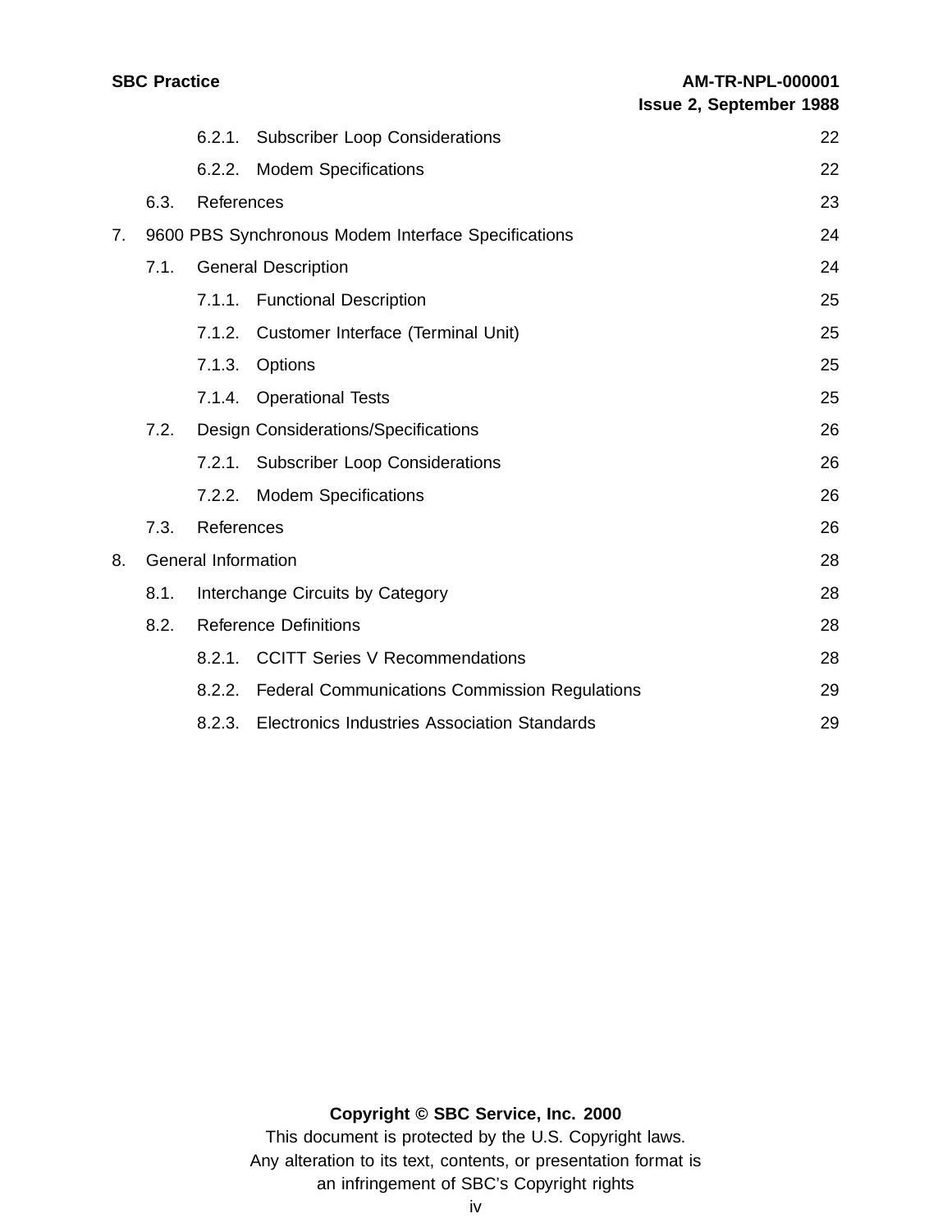| | | |
|---|---|---|
| 6.2.1. | Subscriber Loop Considerations | 22 |
| 6.2.2. | Modem Specifications | 22 |
| 6.3. | References | 23 |
| 7. | 9600 PBS Synchronous Modem Interface Specifications | 24 |
| 7.1. | General Description | 24 |
| 7.1.1. | Functional Description | 25 |
| 7.1.2. | Customer Interface (Terminal Unit) | 25 |
| 7.1.3. | Options | 25 |
| 7.1.4. | Operational Tests | 25 |
| 7.2. | Design Considerations/Specifications | 26 |
| 7.2.1. | Subscriber Loop Considerations | 26 |
| 7.2.2. | Modem Specifications | 26 |
| 7.3. | References | 26 |
| 8. | General Information | 28 |
| 8.1. | Interchange Circuits by Category | 28 |
| 8.2. | Reference Definitions | 28 |
| 8.2.1. | CCITT Series V Recommendations | 28 |
| 8.2.2. | Federal Communications Commission Regulations | 29 |
| 8.2.3. | Electronics Industries Association Standards | 29 |

**Copyright © SBC Service, Inc. 2000**
This document is protected by the U.S. Copyright laws.
Any alteration to its text, contents, or presentation format is an infringement of SBC's Copyright rights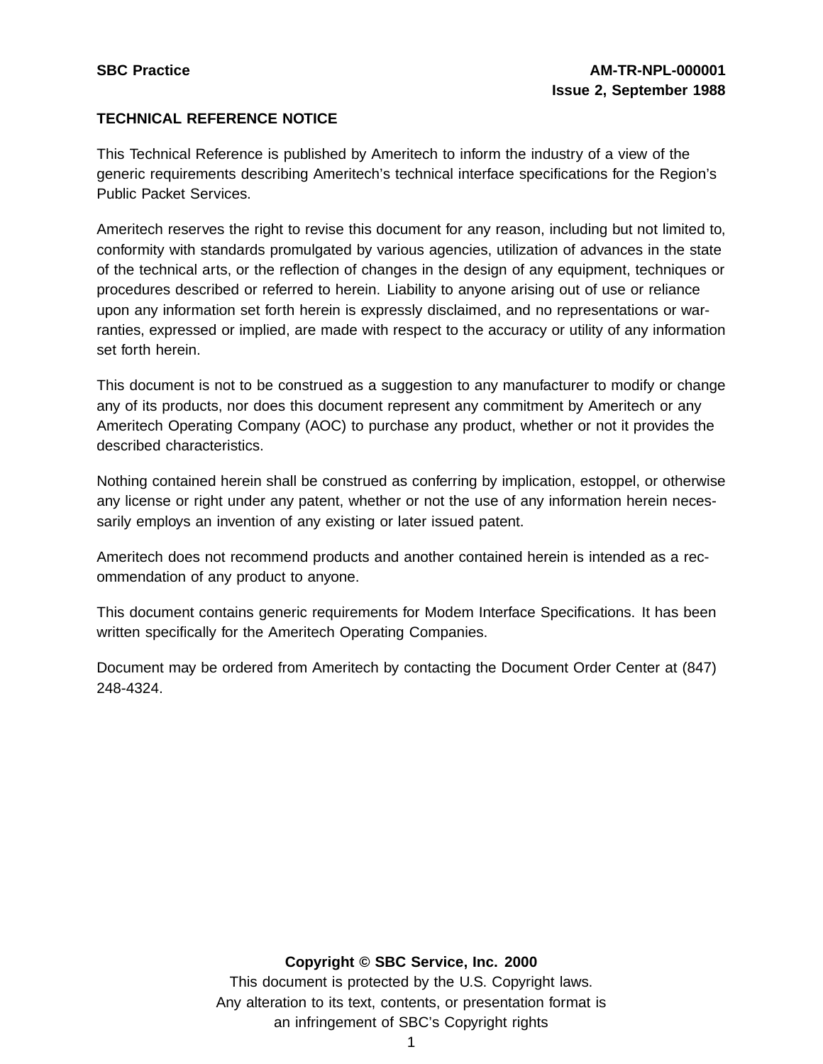**SBC Practice** **AM-TR-NPL-000001**
**Issue 2, September 1988**

**TECHNICAL REFERENCE NOTICE**

This Technical Reference is published by Ameritech to inform the industry of a view of the generic requirements describing Ameritech's technical interface specifications for the Region's Public Packet Services.

Ameritech reserves the right to revise this document for any reason, including but not limited to, conformity with standards promulgated by various agencies, utilization of advances in the state of the technical arts, or the reflection of changes in the design of any equipment, techniques or procedures described or referred to herein. Liability to anyone arising out of use or reliance upon any information set forth herein is expressly disclaimed, and no representations or warranties, expressed or implied, are made with respect to the accuracy or utility of any information set forth herein.

This document is not to be construed as a suggestion to any manufacturer to modify or change any of its products, nor does this document represent any commitment by Ameritech or any Ameritech Operating Company (AOC) to purchase any product, whether or not it provides the described characteristics.

Nothing contained herein shall be construed as conferring by implication, estoppel, or otherwise any license or right under any patent, whether or not the use of any information herein necessarily employs an invention of any existing or later issued patent.

Ameritech does not recommend products and another contained herein is intended as a recommendation of any product to anyone.

This document contains generic requirements for Modem Interface Specifications. It has been written specifically for the Ameritech Operating Companies.

Document may be ordered from Ameritech by contacting the Document Order Center at (847) 248-4324.

**Copyright © SBC Service, Inc. 2000**
This document is protected by the U.S. Copyright laws.
Any alteration to its text, contents, or presentation format is
an infringement of SBC's Copyright rights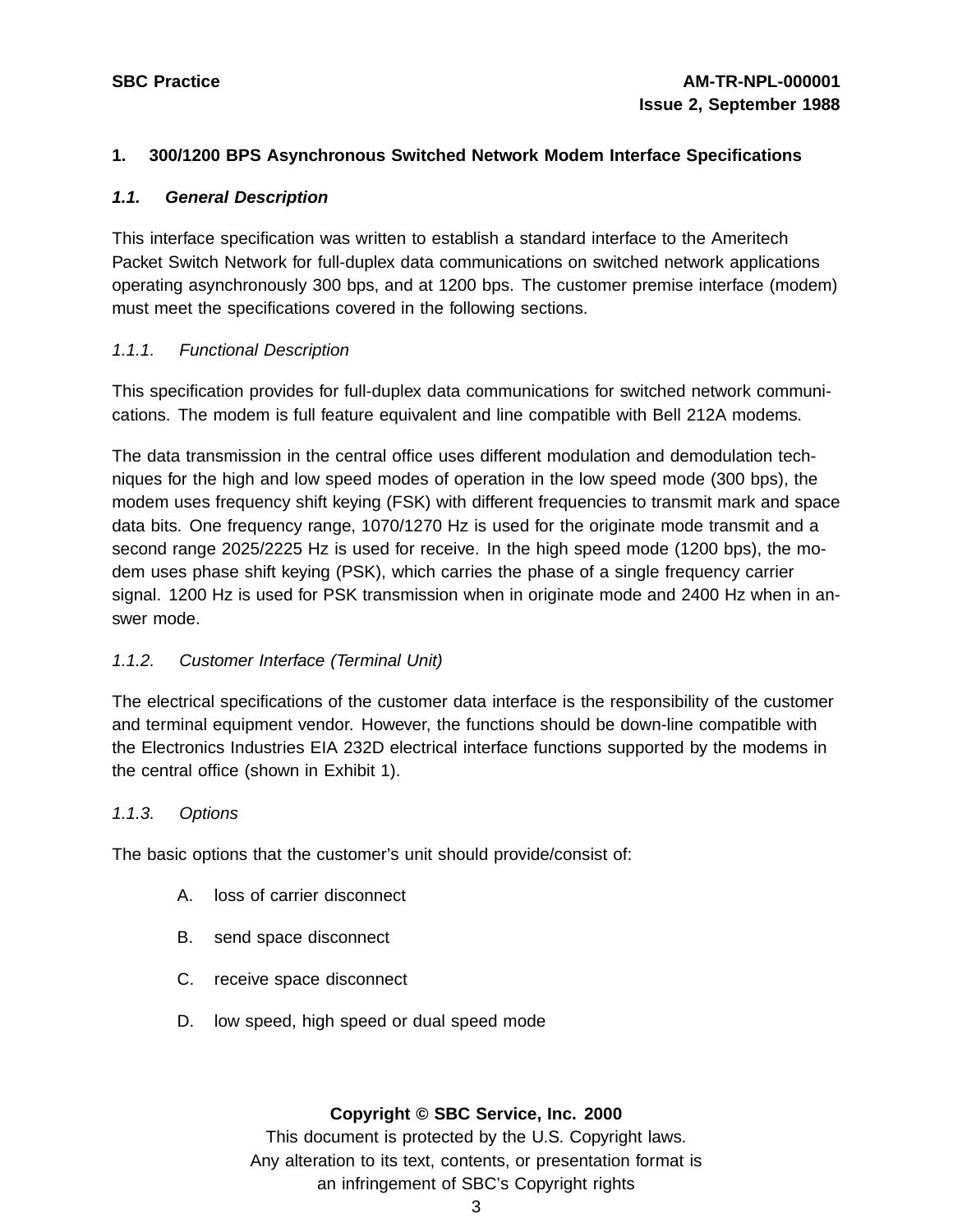# 1. 300/1200 BPS Asynchronous Switched Network Modem Interface Specifications

## *1.1. General Description*

This interface specification was written to establish a standard interface to the Ameritech Packet Switch Network for full-duplex data communications on switched network applications operating asynchronously 300 bps, and at 1200 bps. The customer premise interface (modem) must meet the specifications covered in the following sections.

### *1.1.1. Functional Description*

This specification provides for full-duplex data communications for switched network communications. The modem is full feature equivalent and line compatible with Bell 212A modems.

The data transmission in the central office uses different modulation and demodulation techniques for the high and low speed modes of operation in the low speed mode (300 bps), the modem uses frequency shift keying (FSK) with different frequencies to transmit mark and space data bits. One frequency range, 1070/1270 Hz is used for the originate mode transmit and a second range 2025/2225 Hz is used for receive. In the high speed mode (1200 bps), the modem uses phase shift keying (PSK), which carries the phase of a single frequency carrier signal. 1200 Hz is used for PSK transmission when in originate mode and 2400 Hz when in answer mode.

### *1.1.2. Customer Interface (Terminal Unit)*

The electrical specifications of the customer data interface is the responsibility of the customer and terminal equipment vendor. However, the functions should be down-line compatible with the Electronics Industries EIA 232D electrical interface functions supported by the modems in the central office (shown in Exhibit 1).

### *1.1.3. Options*

The basic options that the customer's unit should provide/consist of:

A. loss of carrier disconnect

B. send space disconnect

C. receive space disconnect

D. low speed, high speed or dual speed mode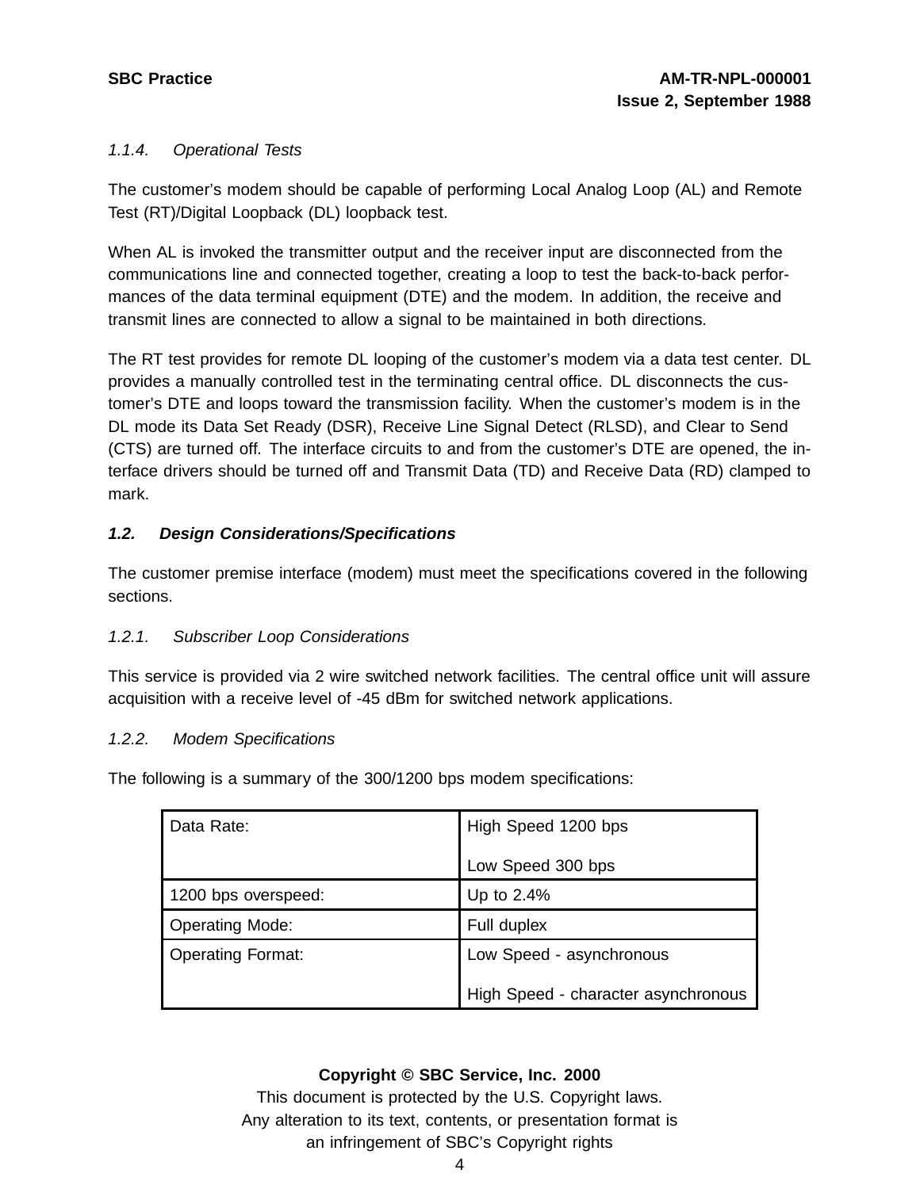*1.1.4. Operational Tests*

The customer's modem should be capable of performing Local Analog Loop (AL) and Remote Test (RT)/Digital Loopback (DL) loopback test.

When AL is invoked the transmitter output and the receiver input are disconnected from the communications line and connected together, creating a loop to test the back-to-back performances of the data terminal equipment (DTE) and the modem. In addition, the receive and transmit lines are connected to allow a signal to be maintained in both directions.

The RT test provides for remote DL looping of the customer's modem via a data test center. DL provides a manually controlled test in the terminating central office. DL disconnects the customer's DTE and loops toward the transmission facility. When the customer's modem is in the DL mode its Data Set Ready (DSR), Receive Line Signal Detect (RLSD), and Clear to Send (CTS) are turned off. The interface circuits to and from the customer's DTE are opened, the interface drivers should be turned off and Transmit Data (TD) and Receive Data (RD) clamped to mark.

## ***1.2. Design Considerations/Specifications***

The customer premise interface (modem) must meet the specifications covered in the following sections.

*1.2.1. Subscriber Loop Considerations*

This service is provided via 2 wire switched network facilities. The central office unit will assure acquisition with a receive level of -45 dBm for switched network applications.

*1.2.2. Modem Specifications*

The following is a summary of the 300/1200 bps modem specifications:

| | |
|---|---|
| Data Rate: | High Speed 1200 bps<br>Low Speed 300 bps |
| 1200 bps overspeed: | Up to 2.4% |
| Operating Mode: | Full duplex |
| Operating Format: | Low Speed - asynchronous<br>High Speed - character asynchronous |

**Copyright © SBC Service, Inc. 2000**

This document is protected by the U.S. Copyright laws.
Any alteration to its text, contents, or presentation format is an infringement of SBC's Copyright rights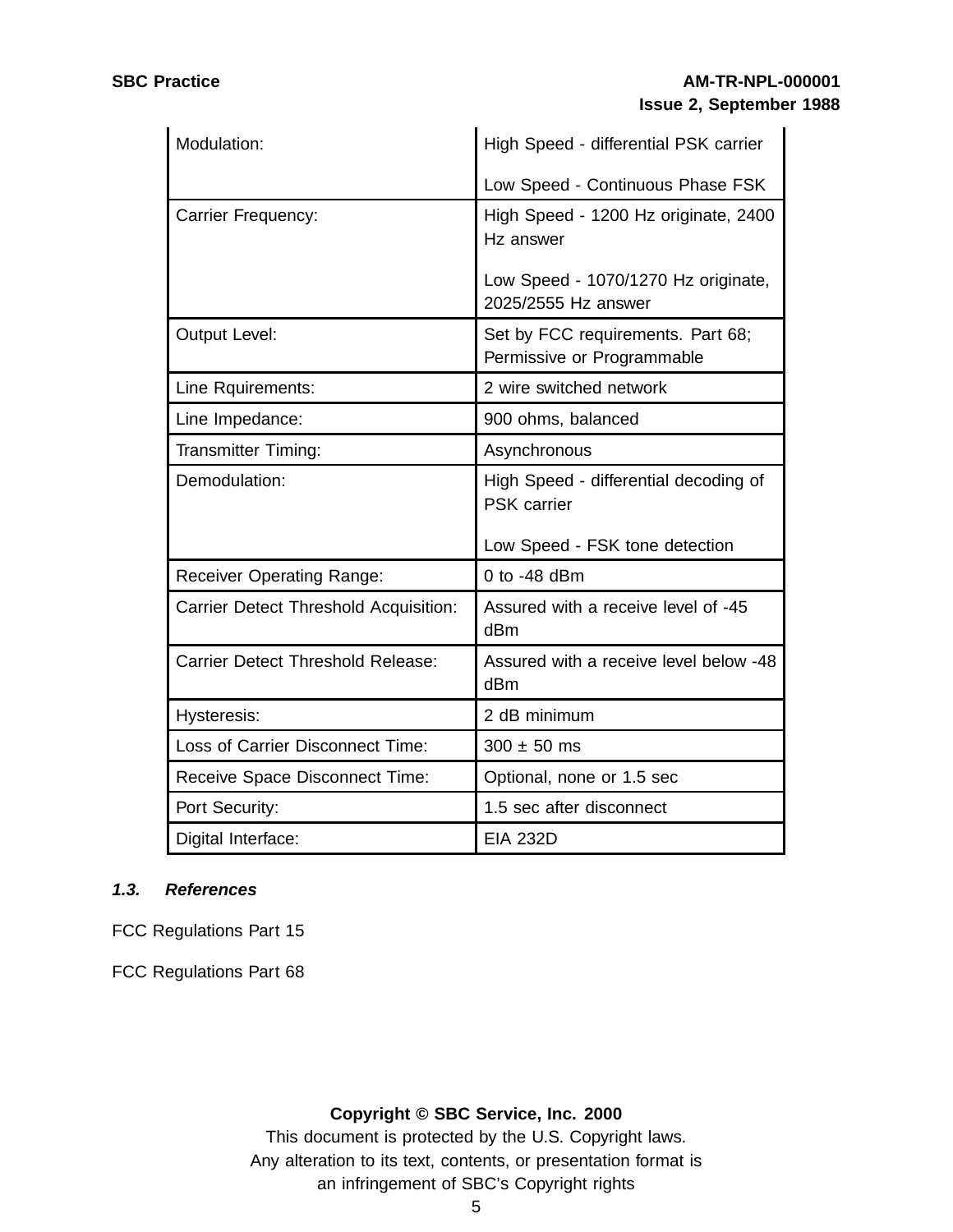| | |
|---|---|
| Modulation: | High Speed - differential PSK carrier<br><br>Low Speed - Continuous Phase FSK |
| Carrier Frequency: | High Speed - 1200 Hz originate, 2400 Hz answer<br><br>Low Speed - 1070/1270 Hz originate, 2025/2555 Hz answer |
| Output Level: | Set by FCC requirements. Part 68; Permissive or Programmable |
| Line Rquirements: | 2 wire switched network |
| Line Impedance: | 900 ohms, balanced |
| Transmitter Timing: | Asynchronous |
| Demodulation: | High Speed - differential decoding of PSK carrier<br><br>Low Speed - FSK tone detection |
| Receiver Operating Range: | 0 to -48 dBm |
| Carrier Detect Threshold Acquisition: | Assured with a receive level of -45 dBm |
| Carrier Detect Threshold Release: | Assured with a receive level below -48 dBm |
| Hysteresis: | 2 dB minimum |
| Loss of Carrier Disconnect Time: | 300 ± 50 ms |
| Receive Space Disconnect Time: | Optional, none or 1.5 sec |
| Port Security: | 1.5 sec after disconnect |
| Digital Interface: | EIA 232D |

### *1.3. References*

FCC Regulations Part 15

FCC Regulations Part 68

**Copyright © SBC Service, Inc. 2000**

This document is protected by the U.S. Copyright laws.
Any alteration to its text, contents, or presentation format is
an infringement of SBC's Copyright rights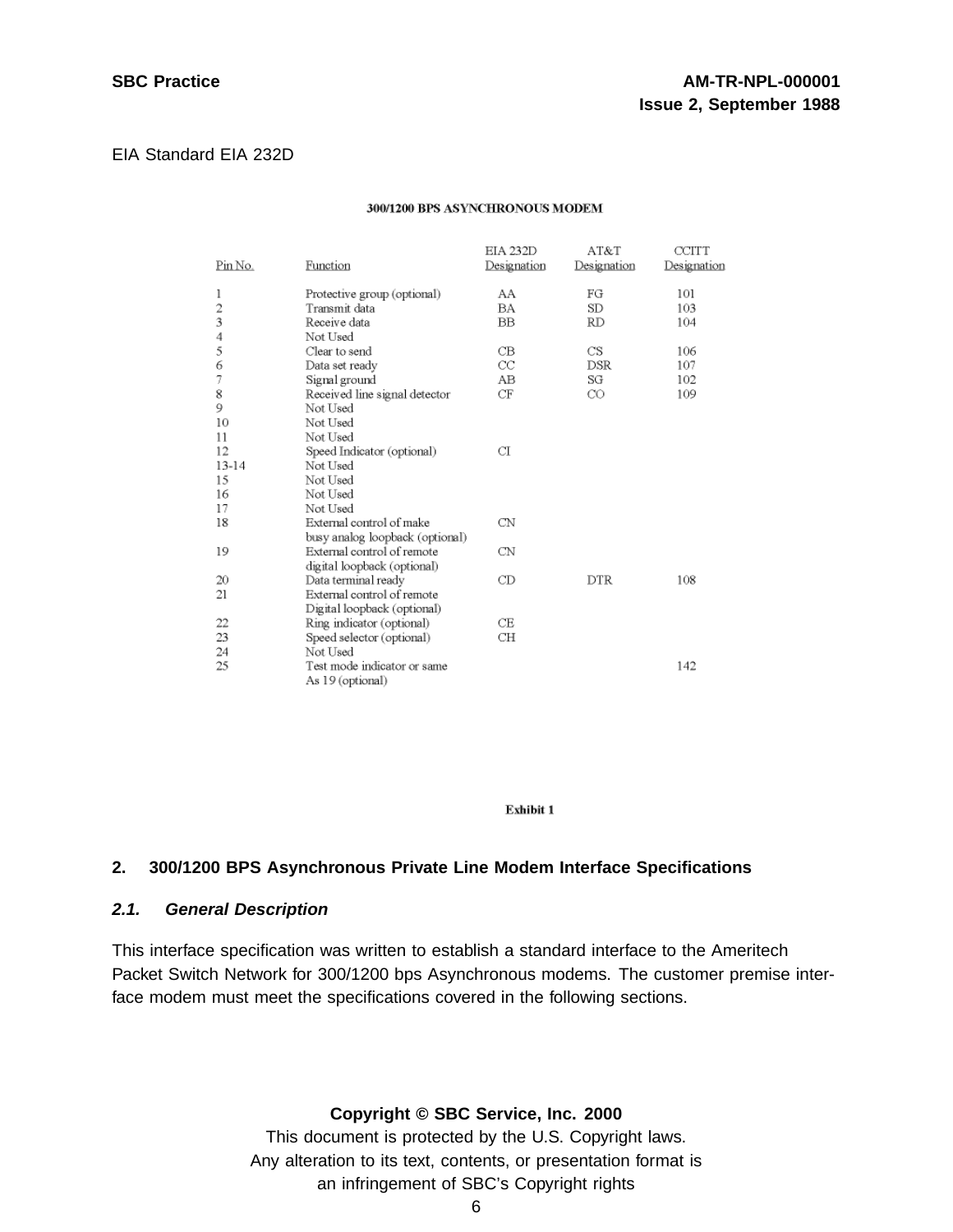EIA Standard EIA 232D

**300/1200 BPS ASYNCHRONOUS MODEM**

| Pin No. | Function | EIA 232D Designation | AT&T Designation | CCITT Designation |
|---|---|---|---|---|
| 1 | Protective group (optional) | AA | FG | 101 |
| 2 | Transmit data | BA | SD | 103 |
| 3 | Receive data | BB | RD | 104 |
| 4 | Not Used | | | |
| 5 | Clear to send | CB | CS | 106 |
| 6 | Data set ready | CC | DSR | 107 |
| 7 | Signal ground | AB | SG | 102 |
| 8 | Received line signal detector | CF | CO | 109 |
| 9 | Not Used | | | |
| 10 | Not Used | | | |
| 11 | Not Used | | | |
| 12 | Speed Indicator (optional) | CI | | |
| 13-14 | Not Used | | | |
| 15 | Not Used | | | |
| 16 | Not Used | | | |
| 17 | Not Used | | | |
| 18 | External control of make busy analog loopback (optional) | CN | | |
| 19 | External control of remote digital loopback (optional) | CN | | |
| 20 | Data terminal ready | CD | DTR | 108 |
| 21 | External control of remote Digital loopback (optional) | | | |
| 22 | Ring indicator (optional) | CE | | |
| 23 | Speed selector (optional) | CH | | |
| 24 | Not Used | | | |
| 25 | Test mode indicator or same As 19 (optional) | | | 142 |

**Exhibit 1**

## 2. 300/1200 BPS Asynchronous Private Line Modem Interface Specifications

### *2.1. General Description*

This interface specification was written to establish a standard interface to the Ameritech Packet Switch Network for 300/1200 bps Asynchronous modems. The customer premise interface modem must meet the specifications covered in the following sections.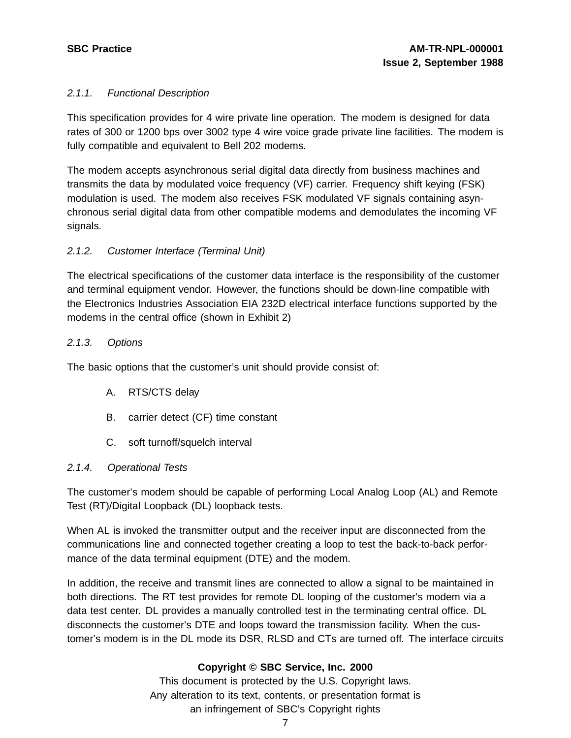### *2.1.1. Functional Description*

This specification provides for 4 wire private line operation. The modem is designed for data rates of 300 or 1200 bps over 3002 type 4 wire voice grade private line facilities. The modem is fully compatible and equivalent to Bell 202 modems.

The modem accepts asynchronous serial digital data directly from business machines and transmits the data by modulated voice frequency (VF) carrier. Frequency shift keying (FSK) modulation is used. The modem also receives FSK modulated VF signals containing asynchronous serial digital data from other compatible modems and demodulates the incoming VF signals.

### *2.1.2. Customer Interface (Terminal Unit)*

The electrical specifications of the customer data interface is the responsibility of the customer and terminal equipment vendor. However, the functions should be down-line compatible with the Electronics Industries Association EIA 232D electrical interface functions supported by the modems in the central office (shown in Exhibit 2)

### *2.1.3. Options*

The basic options that the customer's unit should provide consist of:

A. RTS/CTS delay

B. carrier detect (CF) time constant

C. soft turnoff/squelch interval

### *2.1.4. Operational Tests*

The customer's modem should be capable of performing Local Analog Loop (AL) and Remote Test (RT)/Digital Loopback (DL) loopback tests.

When AL is invoked the transmitter output and the receiver input are disconnected from the communications line and connected together creating a loop to test the back-to-back performance of the data terminal equipment (DTE) and the modem.

In addition, the receive and transmit lines are connected to allow a signal to be maintained in both directions. The RT test provides for remote DL looping of the customer's modem via a data test center. DL provides a manually controlled test in the terminating central office. DL disconnects the customer's DTE and loops toward the transmission facility. When the customer's modem is in the DL mode its DSR, RLSD and CTs are turned off. The interface circuits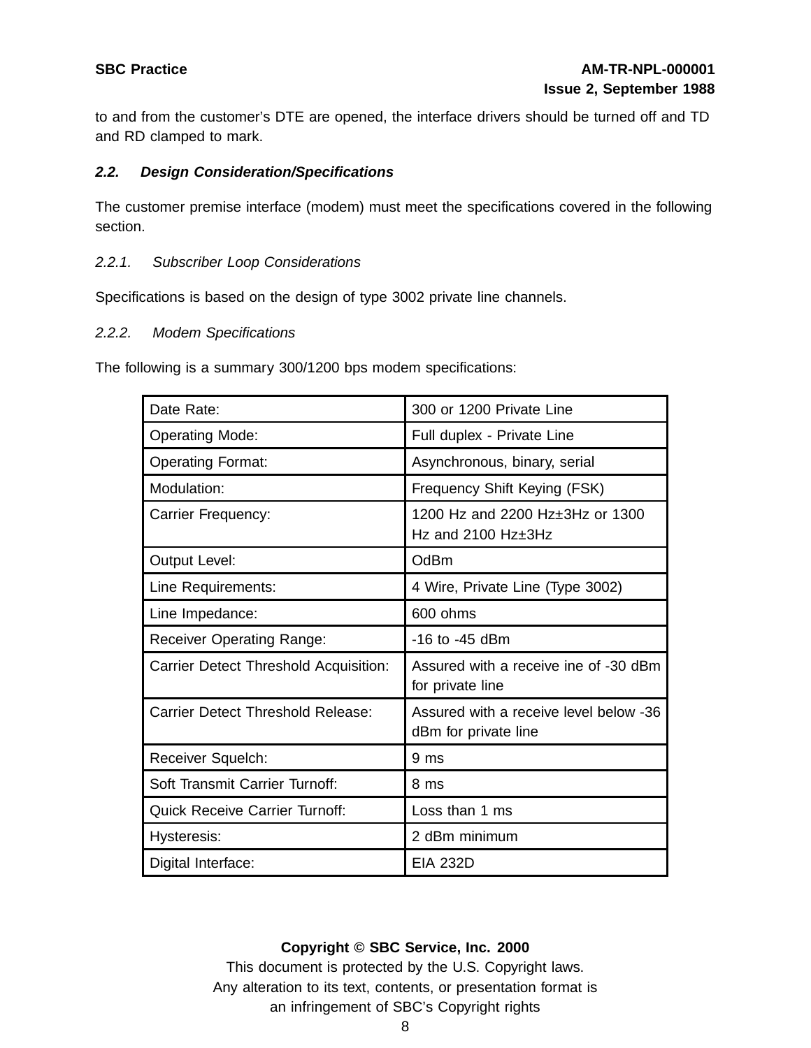to and from the customer's DTE are opened, the interface drivers should be turned off and TD and RD clamped to mark.

### *2.2. Design Consideration/Specifications*

The customer premise interface (modem) must meet the specifications covered in the following section.

#### *2.2.1. Subscriber Loop Considerations*

Specifications is based on the design of type 3002 private line channels.

#### *2.2.2. Modem Specifications*

The following is a summary 300/1200 bps modem specifications:

| | |
|---|---|
| Date Rate: | 300 or 1200 Private Line |
| Operating Mode: | Full duplex - Private Line |
| Operating Format: | Asynchronous, binary, serial |
| Modulation: | Frequency Shift Keying (FSK) |
| Carrier Frequency: | 1200 Hz and 2200 Hz±3Hz or 1300 Hz and 2100 Hz±3Hz |
| Output Level: | OdBm |
| Line Requirements: | 4 Wire, Private Line (Type 3002) |
| Line Impedance: | 600 ohms |
| Receiver Operating Range: | -16 to -45 dBm |
| Carrier Detect Threshold Acquisition: | Assured with a receive ine of -30 dBm for private line |
| Carrier Detect Threshold Release: | Assured with a receive level below -36 dBm for private line |
| Receiver Squelch: | 9 ms |
| Soft Transmit Carrier Turnoff: | 8 ms |
| Quick Receive Carrier Turnoff: | Loss than 1 ms |
| Hysteresis: | 2 dBm minimum |
| Digital Interface: | EIA 232D |

**Copyright © SBC Service, Inc. 2000**
This document is protected by the U.S. Copyright laws.
Any alteration to its text, contents, or presentation format is an infringement of SBC's Copyright rights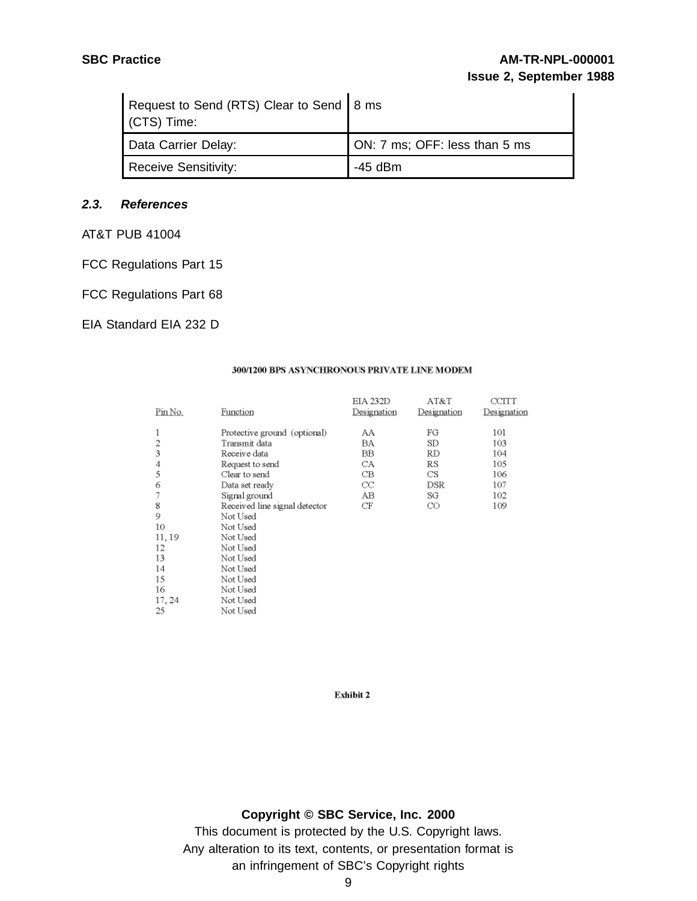| Request to Send (RTS) Clear to Send (CTS) Time: | 8 ms |
|---|---|
| Data Carrier Delay: | ON: 7 ms; OFF: less than 5 ms |
| Receive Sensitivity: | -45 dBm |

### *2.3. References*

AT&T PUB 41004

FCC Regulations Part 15

FCC Regulations Part 68

EIA Standard EIA 232 D

**300/1200 BPS ASYNCHRONOUS PRIVATE LINE MODEM**

| Pin No. | Function | EIA 232D Designation | AT&T Designation | CCITT Designation |
|---|---|---|---|---|
| 1 | Protective ground (optional) | AA | FG | 101 |
| 2 | Transmit data | BA | SD | 103 |
| 3 | Receive data | BB | RD | 104 |
| 4 | Request to send | CA | RS | 105 |
| 5 | Clear to send | CB | CS | 106 |
| 6 | Data set ready | CC | DSR | 107 |
| 7 | Signal ground | AB | SG | 102 |
| 8 | Received line signal detector | CF | CO | 109 |
| 9 | Not Used | | | |
| 10 | Not Used | | | |
| 11, 19 | Not Used | | | |
| 12 | Not Used | | | |
| 13 | Not Used | | | |
| 14 | Not Used | | | |
| 15 | Not Used | | | |
| 16 | Not Used | | | |
| 17, 24 | Not Used | | | |
| 25 | Not Used | | | |

**Exhibit 2**

**Copyright © SBC Service, Inc. 2000**

This document is protected by the U.S. Copyright laws.
Any alteration to its text, contents, or presentation format is an infringement of SBC's Copyright rights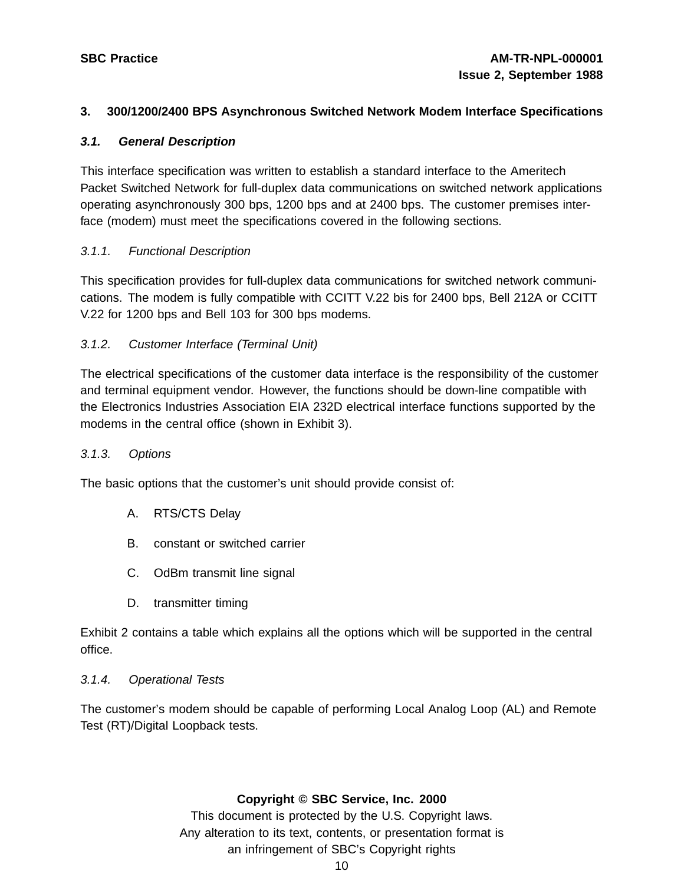## 3. 300/1200/2400 BPS Asynchronous Switched Network Modem Interface Specifications

### *3.1. General Description*

This interface specification was written to establish a standard interface to the Ameritech Packet Switched Network for full-duplex data communications on switched network applications operating asynchronously 300 bps, 1200 bps and at 2400 bps. The customer premises interface (modem) must meet the specifications covered in the following sections.

#### *3.1.1. Functional Description*

This specification provides for full-duplex data communications for switched network communications. The modem is fully compatible with CCITT V.22 bis for 2400 bps, Bell 212A or CCITT V.22 for 1200 bps and Bell 103 for 300 bps modems.

#### *3.1.2. Customer Interface (Terminal Unit)*

The electrical specifications of the customer data interface is the responsibility of the customer and terminal equipment vendor. However, the functions should be down-line compatible with the Electronics Industries Association EIA 232D electrical interface functions supported by the modems in the central office (shown in Exhibit 3).

#### *3.1.3. Options*

The basic options that the customer's unit should provide consist of:

A. RTS/CTS Delay

B. constant or switched carrier

C. OdBm transmit line signal

D. transmitter timing

Exhibit 2 contains a table which explains all the options which will be supported in the central office.

#### *3.1.4. Operational Tests*

The customer's modem should be capable of performing Local Analog Loop (AL) and Remote Test (RT)/Digital Loopback tests.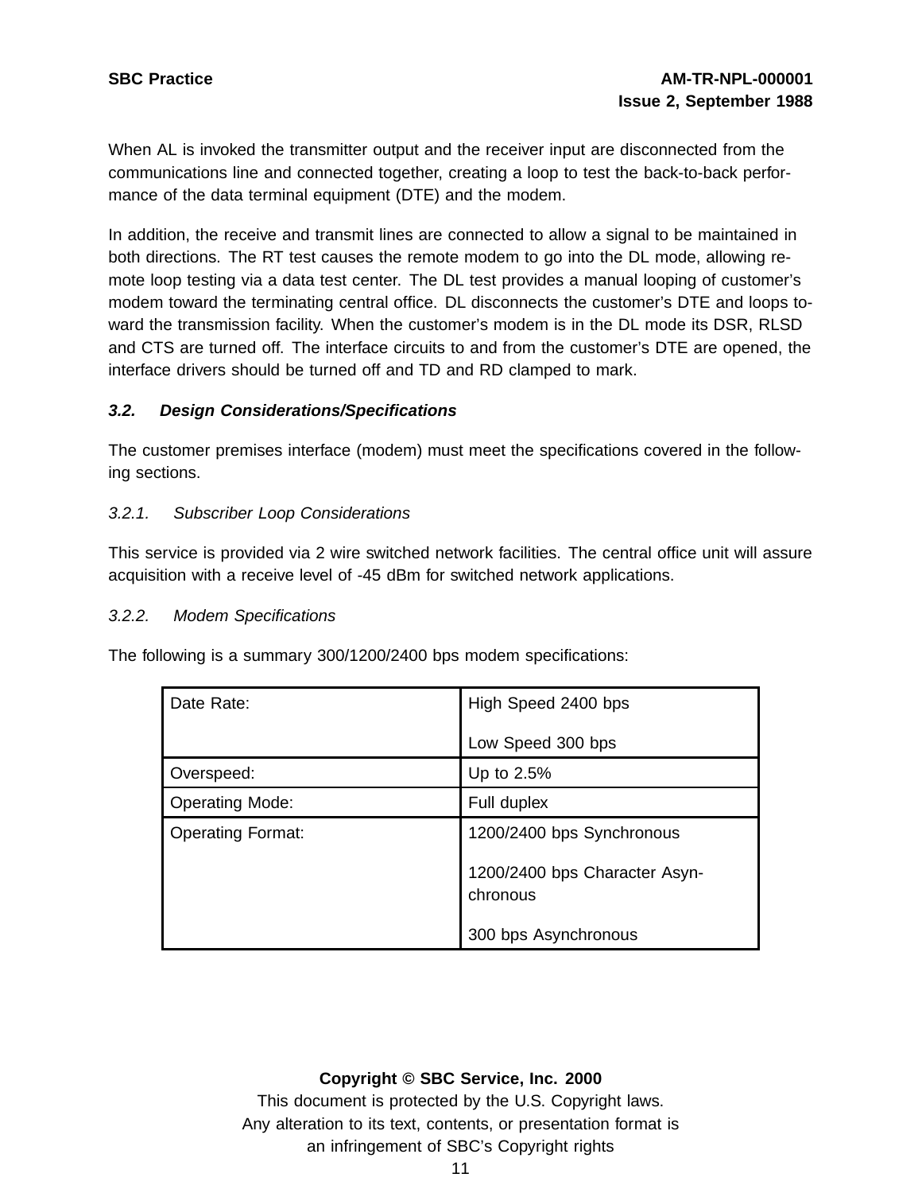When AL is invoked the transmitter output and the receiver input are disconnected from the communications line and connected together, creating a loop to test the back-to-back performance of the data terminal equipment (DTE) and the modem.

In addition, the receive and transmit lines are connected to allow a signal to be maintained in both directions. The RT test causes the remote modem to go into the DL mode, allowing remote loop testing via a data test center. The DL test provides a manual looping of customer's modem toward the terminating central office. DL disconnects the customer's DTE and loops toward the transmission facility. When the customer's modem is in the DL mode its DSR, RLSD and CTS are turned off. The interface circuits to and from the customer's DTE are opened, the interface drivers should be turned off and TD and RD clamped to mark.

### *3.2. Design Considerations/Specifications*

The customer premises interface (modem) must meet the specifications covered in the following sections.

#### *3.2.1. Subscriber Loop Considerations*

This service is provided via 2 wire switched network facilities. The central office unit will assure acquisition with a receive level of -45 dBm for switched network applications.

#### *3.2.2. Modem Specifications*

The following is a summary 300/1200/2400 bps modem specifications:

| Date Rate: | High Speed 2400 bps<br><br>Low Speed 300 bps |
|---|---|
| Overspeed: | Up to 2.5% |
| Operating Mode: | Full duplex |
| Operating Format: | 1200/2400 bps Synchronous<br><br>1200/2400 bps Character Asynchronous<br><br>300 bps Asynchronous |

**Copyright © SBC Service, Inc. 2000**

This document is protected by the U.S. Copyright laws.
Any alteration to its text, contents, or presentation format is an infringement of SBC's Copyright rights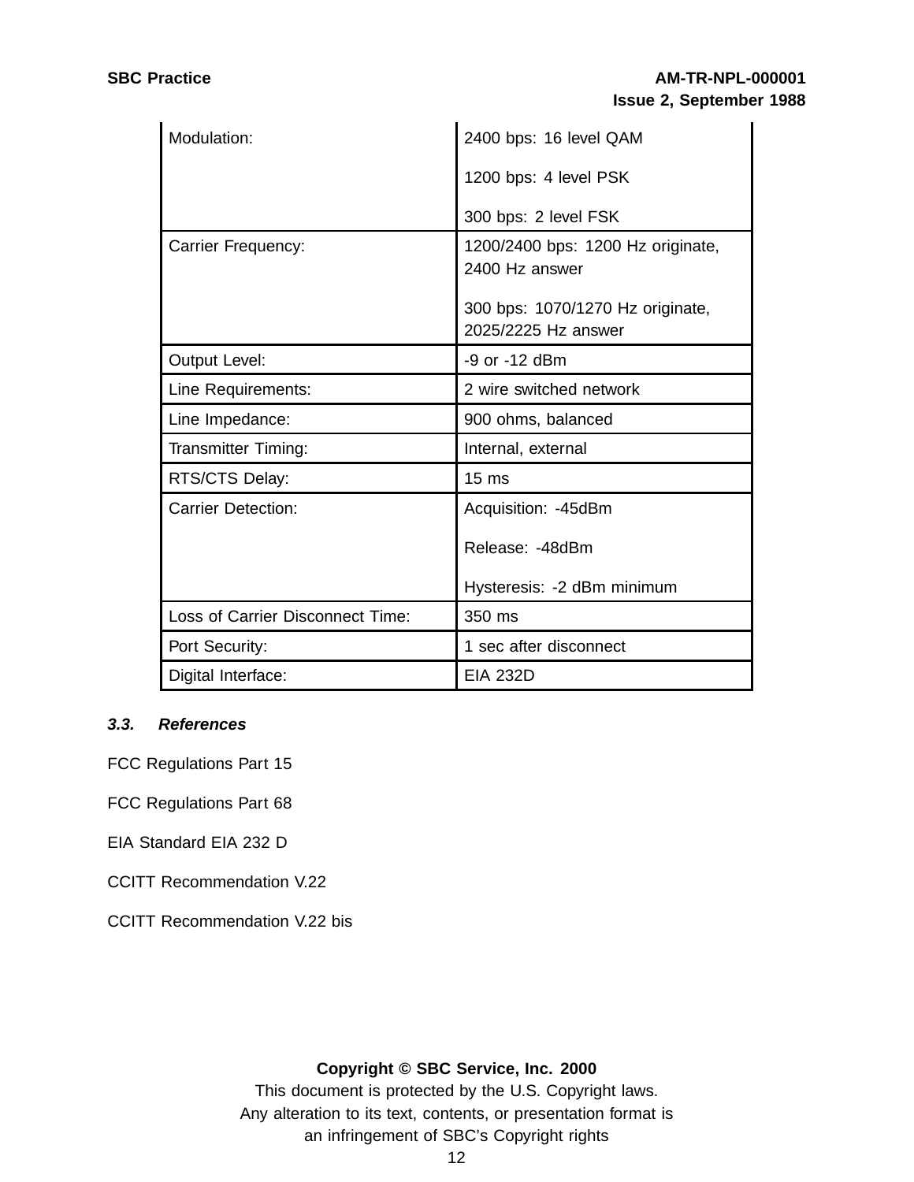| | |
|---|---|
| Modulation: | 2400 bps: 16 level QAM<br>1200 bps: 4 level PSK<br>300 bps: 2 level FSK |
| Carrier Frequency: | 1200/2400 bps: 1200 Hz originate, 2400 Hz answer<br>300 bps: 1070/1270 Hz originate, 2025/2225 Hz answer |
| Output Level: | -9 or -12 dBm |
| Line Requirements: | 2 wire switched network |
| Line Impedance: | 900 ohms, balanced |
| Transmitter Timing: | Internal, external |
| RTS/CTS Delay: | 15 ms |
| Carrier Detection: | Acquisition: -45dBm<br>Release: -48dBm<br>Hysteresis: -2 dBm minimum |
| Loss of Carrier Disconnect Time: | 350 ms |
| Port Security: | 1 sec after disconnect |
| Digital Interface: | EIA 232D |

### *3.3. References*

FCC Regulations Part 15

FCC Regulations Part 68

EIA Standard EIA 232 D

CCITT Recommendation V.22

CCITT Recommendation V.22 bis

**Copyright © SBC Service, Inc. 2000**
This document is protected by the U.S. Copyright laws.
Any alteration to its text, contents, or presentation format is an infringement of SBC's Copyright rights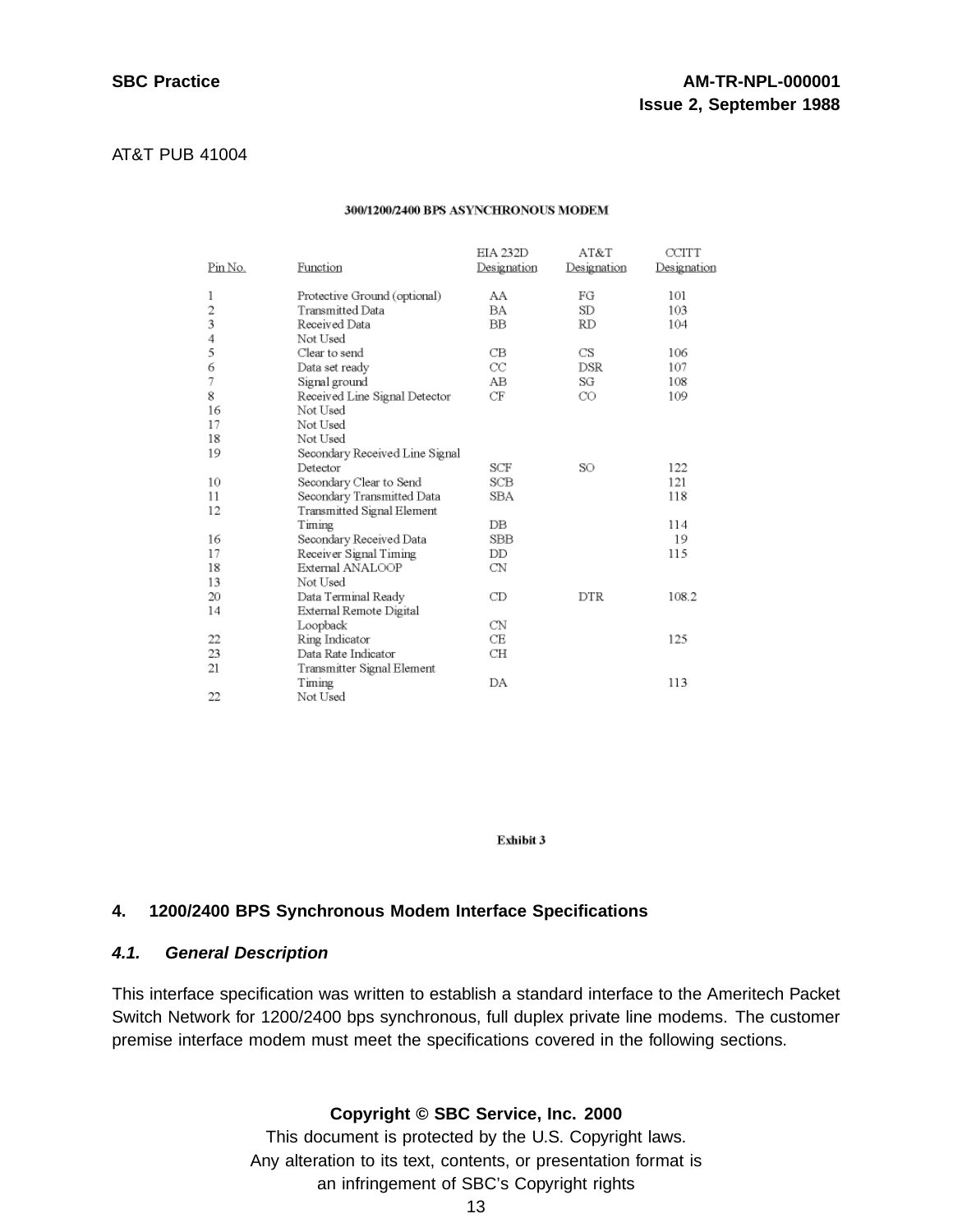AT&T PUB 41004

**300/1200/2400 BPS ASYNCHRONOUS MODEM**

| Pin No. | Function | EIA 232D Designation | AT&T Designation | CCITT Designation |
|---|---|---|---|---|
| 1 | Protective Ground (optional) | AA | FG | 101 |
| 2 | Transmitted Data | BA | SD | 103 |
| 3 | Received Data | BB | RD | 104 |
| 4 | Not Used | | | |
| 5 | Clear to send | CB | CS | 106 |
| 6 | Data set ready | CC | DSR | 107 |
| 7 | Signal ground | AB | SG | 108 |
| 8 | Received Line Signal Detector | CF | CO | 109 |
| 16 | Not Used | | | |
| 17 | Not Used | | | |
| 18 | Not Used | | | |
| 19 | Secondary Received Line Signal Detector | SCF | SO | 122 |
| 10 | Secondary Clear to Send | SCB | | 121 |
| 11 | Secondary Transmitted Data | SBA | | 118 |
| 12 | Transmitted Signal Element Timing | DB | | 114 |
| 16 | Secondary Received Data | SBB | | 19 |
| 17 | Receiver Signal Timing | DD | | 115 |
| 18 | External ANALOOP | CN | | |
| 13 | Not Used | | | |
| 20 | Data Terminal Ready | CD | DTR | 108.2 |
| 14 | External Remote Digital Loopback | CN | | |
| 22 | Ring Indicator | CE | | 125 |
| 23 | Data Rate Indicator | CH | | |
| 21 | Transmitter Signal Element Timing | DA | | 113 |
| 22 | Not Used | | | |

**Exhibit 3**

## 4. 1200/2400 BPS Synchronous Modem Interface Specifications

### *4.1. General Description*

This interface specification was written to establish a standard interface to the Ameritech Packet Switch Network for 1200/2400 bps synchronous, full duplex private line modems. The customer premise interface modem must meet the specifications covered in the following sections.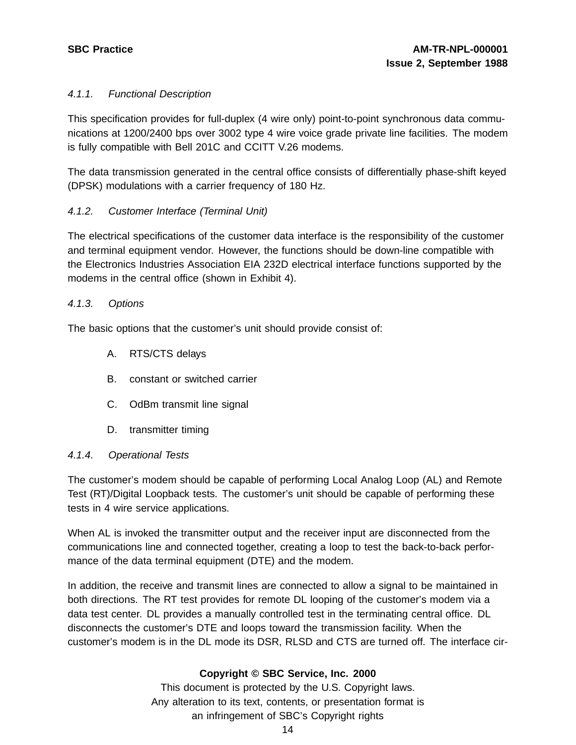*4.1.1. Functional Description*

This specification provides for full-duplex (4 wire only) point-to-point synchronous data communications at 1200/2400 bps over 3002 type 4 wire voice grade private line facilities. The modem is fully compatible with Bell 201C and CCITT V.26 modems.

The data transmission generated in the central office consists of differentially phase-shift keyed (DPSK) modulations with a carrier frequency of 180 Hz.

*4.1.2. Customer Interface (Terminal Unit)*

The electrical specifications of the customer data interface is the responsibility of the customer and terminal equipment vendor. However, the functions should be down-line compatible with the Electronics Industries Association EIA 232D electrical interface functions supported by the modems in the central office (shown in Exhibit 4).

*4.1.3. Options*

The basic options that the customer's unit should provide consist of:

A. RTS/CTS delays

B. constant or switched carrier

C. OdBm transmit line signal

D. transmitter timing

*4.1.4. Operational Tests*

The customer's modem should be capable of performing Local Analog Loop (AL) and Remote Test (RT)/Digital Loopback tests. The customer's unit should be capable of performing these tests in 4 wire service applications.

When AL is invoked the transmitter output and the receiver input are disconnected from the communications line and connected together, creating a loop to test the back-to-back performance of the data terminal equipment (DTE) and the modem.

In addition, the receive and transmit lines are connected to allow a signal to be maintained in both directions. The RT test provides for remote DL looping of the customer's modem via a data test center. DL provides a manually controlled test in the terminating central office. DL disconnects the customer's DTE and loops toward the transmission facility. When the customer's modem is in the DL mode its DSR, RLSD and CTS are turned off. The interface cir-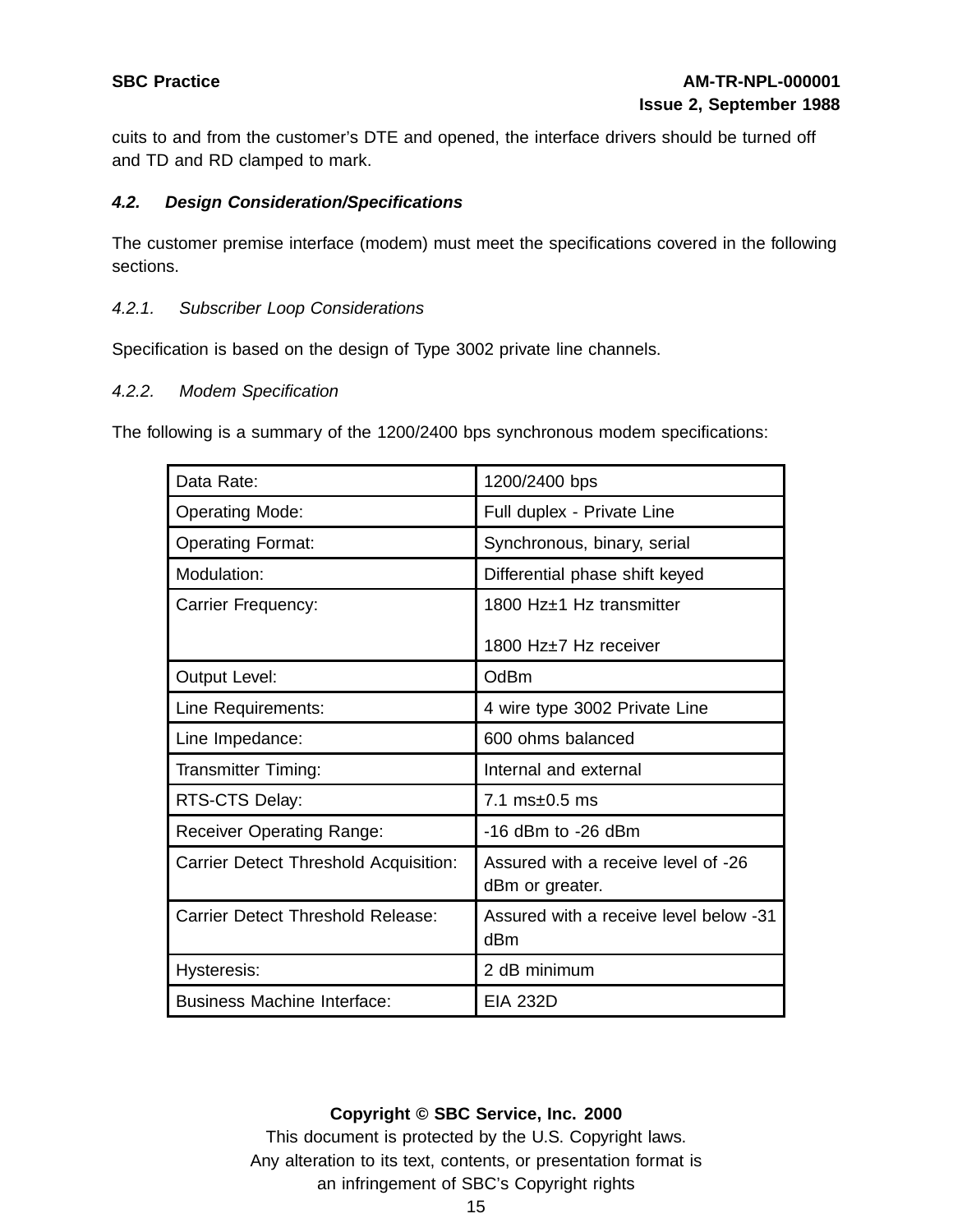cuits to and from the customer's DTE and opened, the interface drivers should be turned off and TD and RD clamped to mark.

### *4.2. Design Consideration/Specifications*

The customer premise interface (modem) must meet the specifications covered in the following sections.

#### *4.2.1. Subscriber Loop Considerations*

Specification is based on the design of Type 3002 private line channels.

#### *4.2.2. Modem Specification*

The following is a summary of the 1200/2400 bps synchronous modem specifications:

| Data Rate: | 1200/2400 bps |
|---|---|
| Operating Mode: | Full duplex - Private Line |
| Operating Format: | Synchronous, binary, serial |
| Modulation: | Differential phase shift keyed |
| Carrier Frequency: | 1800 Hz±1 Hz transmitter<br><br>1800 Hz±7 Hz receiver |
| Output Level: | OdBm |
| Line Requirements: | 4 wire type 3002 Private Line |
| Line Impedance: | 600 ohms balanced |
| Transmitter Timing: | Internal and external |
| RTS-CTS Delay: | 7.1 ms±0.5 ms |
| Receiver Operating Range: | -16 dBm to -26 dBm |
| Carrier Detect Threshold Acquisition: | Assured with a receive level of -26 dBm or greater. |
| Carrier Detect Threshold Release: | Assured with a receive level below -31 dBm |
| Hysteresis: | 2 dB minimum |
| Business Machine Interface: | EIA 232D |

**Copyright © SBC Service, Inc. 2000**

This document is protected by the U.S. Copyright laws.
Any alteration to its text, contents, or presentation format is an infringement of SBC's Copyright rights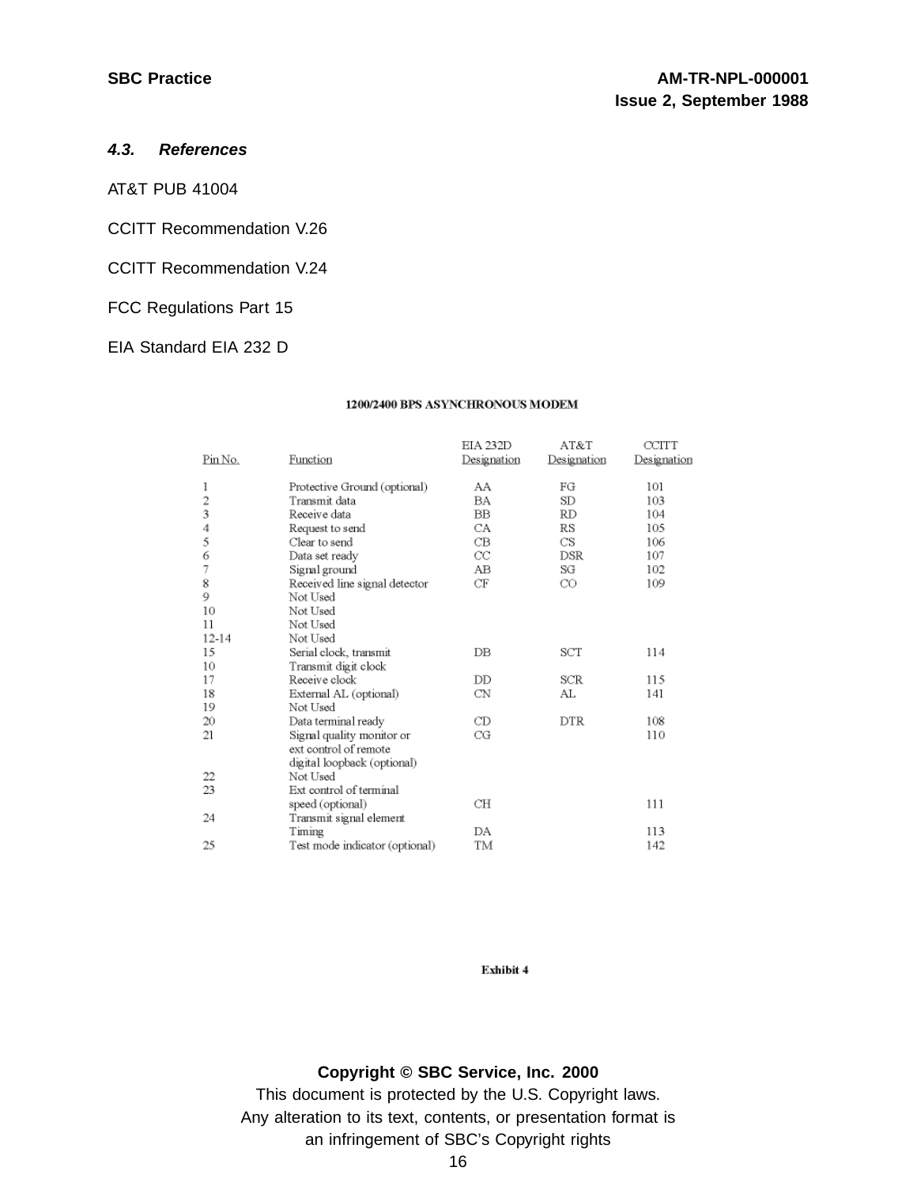### 4.3. References

AT&T PUB 41004

CCITT Recommendation V.26

CCITT Recommendation V.24

FCC Regulations Part 15

EIA Standard EIA 232 D

**1200/2400 BPS ASYNCHRONOUS MODEM**

| Pin No. | Function | EIA 232D Designation | AT&T Designation | CCITT Designation |
|---|---|---|---|---|
| 1 | Protective Ground (optional) | AA | FG | 101 |
| 2 | Transmit data | BA | SD | 103 |
| 3 | Receive data | BB | RD | 104 |
| 4 | Request to send | CA | RS | 105 |
| 5 | Clear to send | CB | CS | 106 |
| 6 | Data set ready | CC | DSR | 107 |
| 7 | Signal ground | AB | SG | 102 |
| 8 | Received line signal detector | CF | CO | 109 |
| 9 | Not Used | | | |
| 10 | Not Used | | | |
| 11 | Not Used | | | |
| 12-14 | Not Used | | | |
| 15 | Serial clock, transmit | DB | SCT | 114 |
| 10 | Transmit digit clock | | | |
| 17 | Receive clock | DD | SCR | 115 |
| 18 | External AL (optional) | CN | AL | 141 |
| 19 | Not Used | | | |
| 20 | Data terminal ready | CD | DTR | 108 |
| 21 | Signal quality monitor or ext control of remote digital loopback (optional) | CG | | 110 |
| 22 | Not Used | | | |
| 23 | Ext control of terminal speed (optional) | CH | | 111 |
| 24 | Transmit signal element Timing | DA | | 113 |
| 25 | Test mode indicator (optional) | TM | | 142 |

**Exhibit 4**

**Copyright © SBC Service, Inc. 2000**
This document is protected by the U.S. Copyright laws.
Any alteration to its text, contents, or presentation format is an infringement of SBC's Copyright rights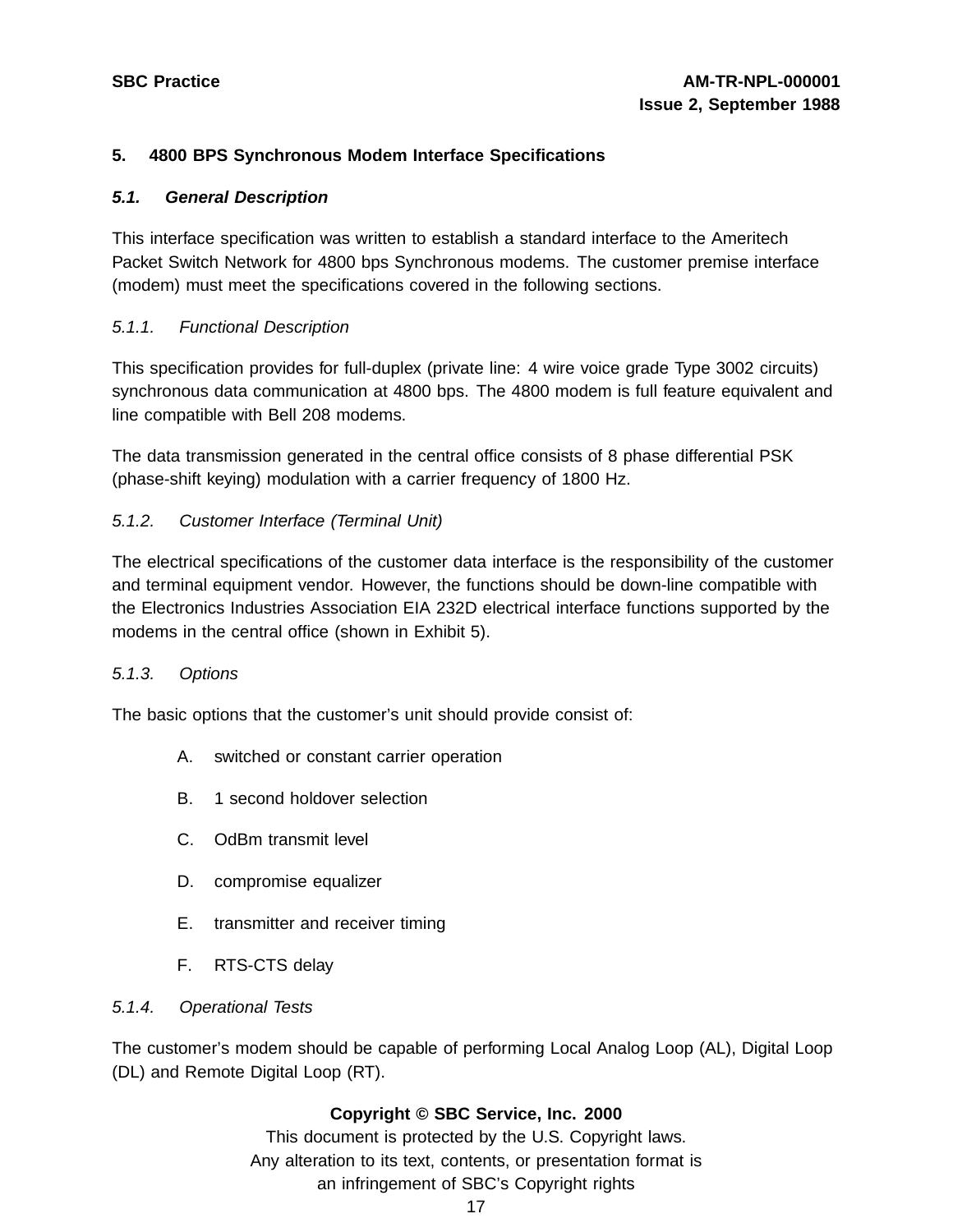## 5. 4800 BPS Synchronous Modem Interface Specifications

### *5.1. General Description*

This interface specification was written to establish a standard interface to the Ameritech Packet Switch Network for 4800 bps Synchronous modems. The customer premise interface (modem) must meet the specifications covered in the following sections.

#### *5.1.1. Functional Description*

This specification provides for full-duplex (private line: 4 wire voice grade Type 3002 circuits) synchronous data communication at 4800 bps. The 4800 modem is full feature equivalent and line compatible with Bell 208 modems.

The data transmission generated in the central office consists of 8 phase differential PSK (phase-shift keying) modulation with a carrier frequency of 1800 Hz.

#### *5.1.2. Customer Interface (Terminal Unit)*

The electrical specifications of the customer data interface is the responsibility of the customer and terminal equipment vendor. However, the functions should be down-line compatible with the Electronics Industries Association EIA 232D electrical interface functions supported by the modems in the central office (shown in Exhibit 5).

#### *5.1.3. Options*

The basic options that the customer's unit should provide consist of:

A. switched or constant carrier operation

B. 1 second holdover selection

C. OdBm transmit level

D. compromise equalizer

E. transmitter and receiver timing

F. RTS-CTS delay

#### *5.1.4. Operational Tests*

The customer's modem should be capable of performing Local Analog Loop (AL), Digital Loop (DL) and Remote Digital Loop (RT).

**Copyright © SBC Service, Inc. 2000**
This document is protected by the U.S. Copyright laws.
Any alteration to its text, contents, or presentation format is
an infringement of SBC's Copyright rights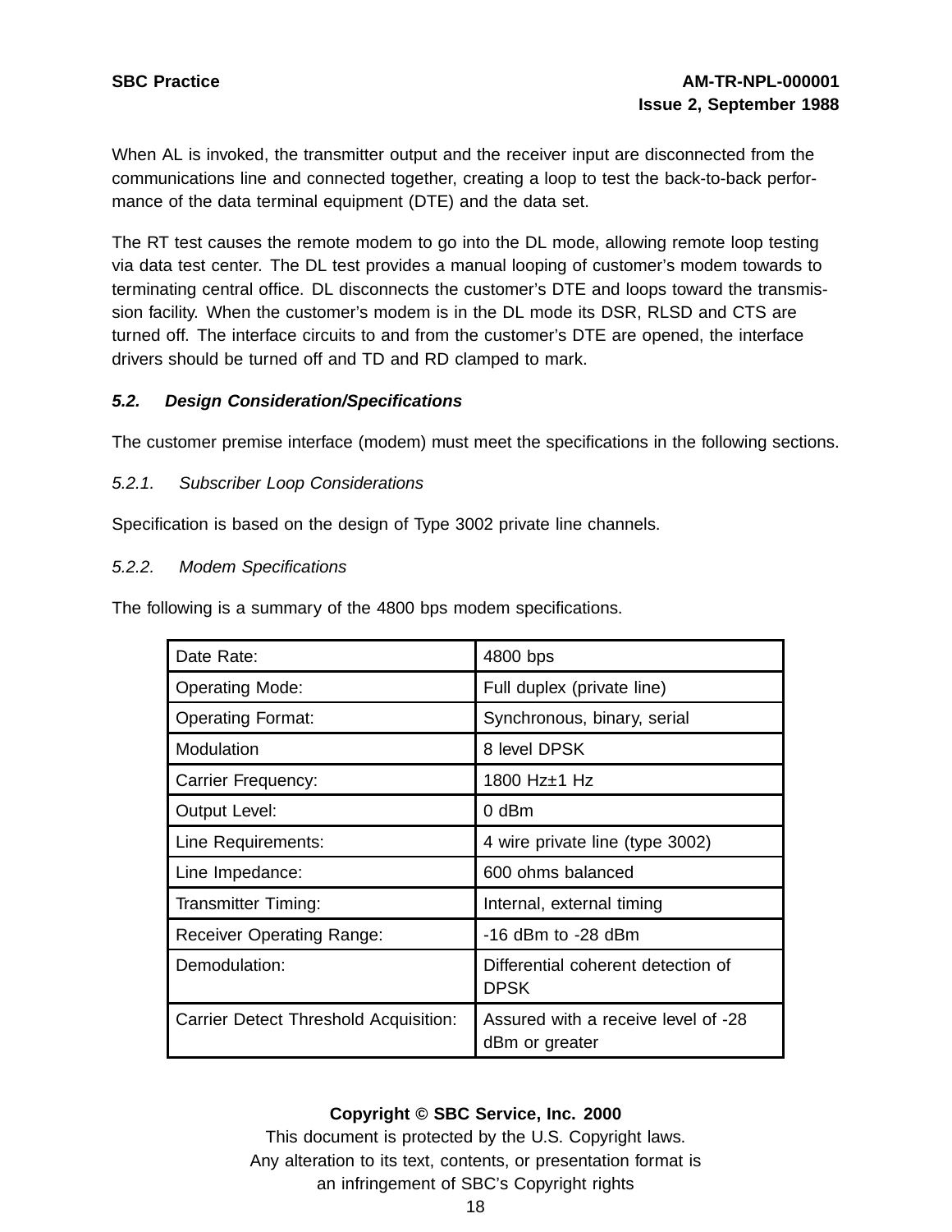When AL is invoked, the transmitter output and the receiver input are disconnected from the communications line and connected together, creating a loop to test the back-to-back performance of the data terminal equipment (DTE) and the data set.

The RT test causes the remote modem to go into the DL mode, allowing remote loop testing via data test center. The DL test provides a manual looping of customer's modem towards to terminating central office. DL disconnects the customer's DTE and loops toward the transmission facility. When the customer's modem is in the DL mode its DSR, RLSD and CTS are turned off. The interface circuits to and from the customer's DTE are opened, the interface drivers should be turned off and TD and RD clamped to mark.

### *5.2. Design Consideration/Specifications*

The customer premise interface (modem) must meet the specifications in the following sections.

#### *5.2.1. Subscriber Loop Considerations*

Specification is based on the design of Type 3002 private line channels.

#### *5.2.2. Modem Specifications*

The following is a summary of the 4800 bps modem specifications.

| Date Rate: | 4800 bps |
|---|---|
| Operating Mode: | Full duplex (private line) |
| Operating Format: | Synchronous, binary, serial |
| Modulation | 8 level DPSK |
| Carrier Frequency: | 1800 Hz±1 Hz |
| Output Level: | 0 dBm |
| Line Requirements: | 4 wire private line (type 3002) |
| Line Impedance: | 600 ohms balanced |
| Transmitter Timing: | Internal, external timing |
| Receiver Operating Range: | -16 dBm to -28 dBm |
| Demodulation: | Differential coherent detection of DPSK |
| Carrier Detect Threshold Acquisition: | Assured with a receive level of -28 dBm or greater |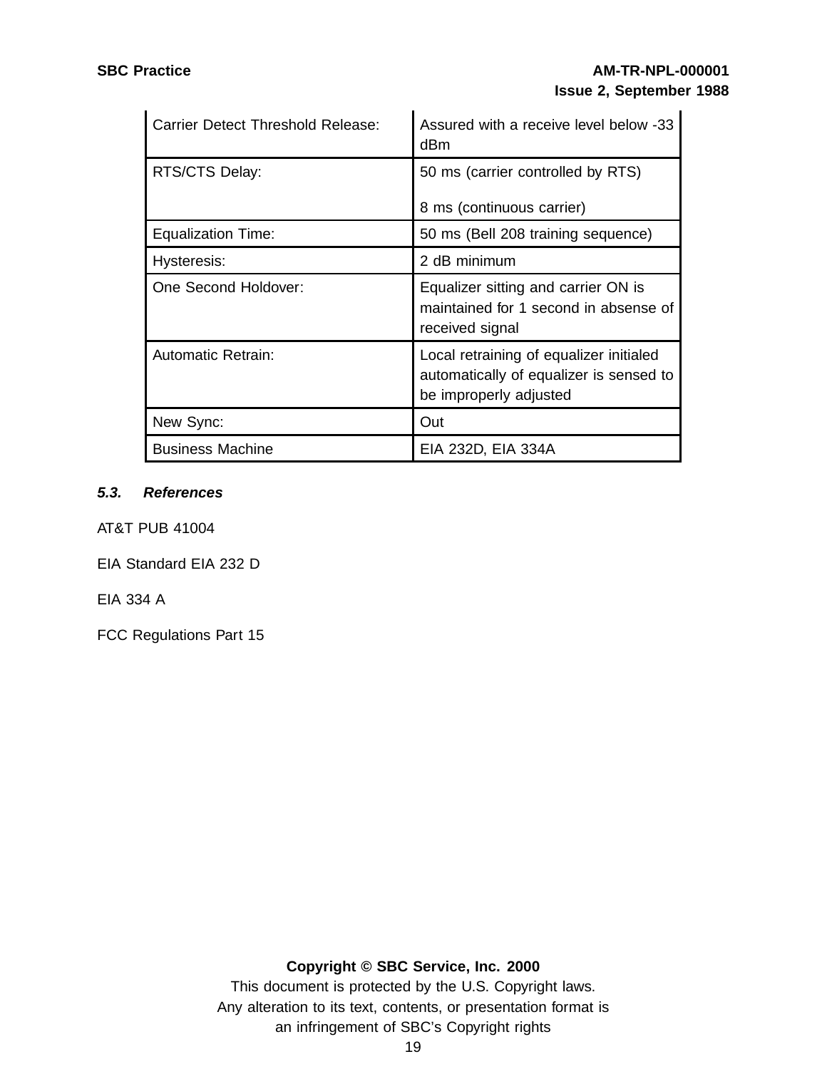| | |
|---|---|
| Carrier Detect Threshold Release: | Assured with a receive level below -33 dBm |
| RTS/CTS Delay: | 50 ms (carrier controlled by RTS)<br><br>8 ms (continuous carrier) |
| Equalization Time: | 50 ms (Bell 208 training sequence) |
| Hysteresis: | 2 dB minimum |
| One Second Holdover: | Equalizer sitting and carrier ON is maintained for 1 second in absense of received signal |
| Automatic Retrain: | Local retraining of equalizer initialed automatically of equalizer is sensed to be improperly adjusted |
| New Sync: | Out |
| Business Machine | EIA 232D, EIA 334A |

### *5.3. References*

AT&T PUB 41004

EIA Standard EIA 232 D

EIA 334 A

FCC Regulations Part 15

**Copyright © SBC Service, Inc. 2000**

This document is protected by the U.S. Copyright laws.
Any alteration to its text, contents, or presentation format is
an infringement of SBC's Copyright rights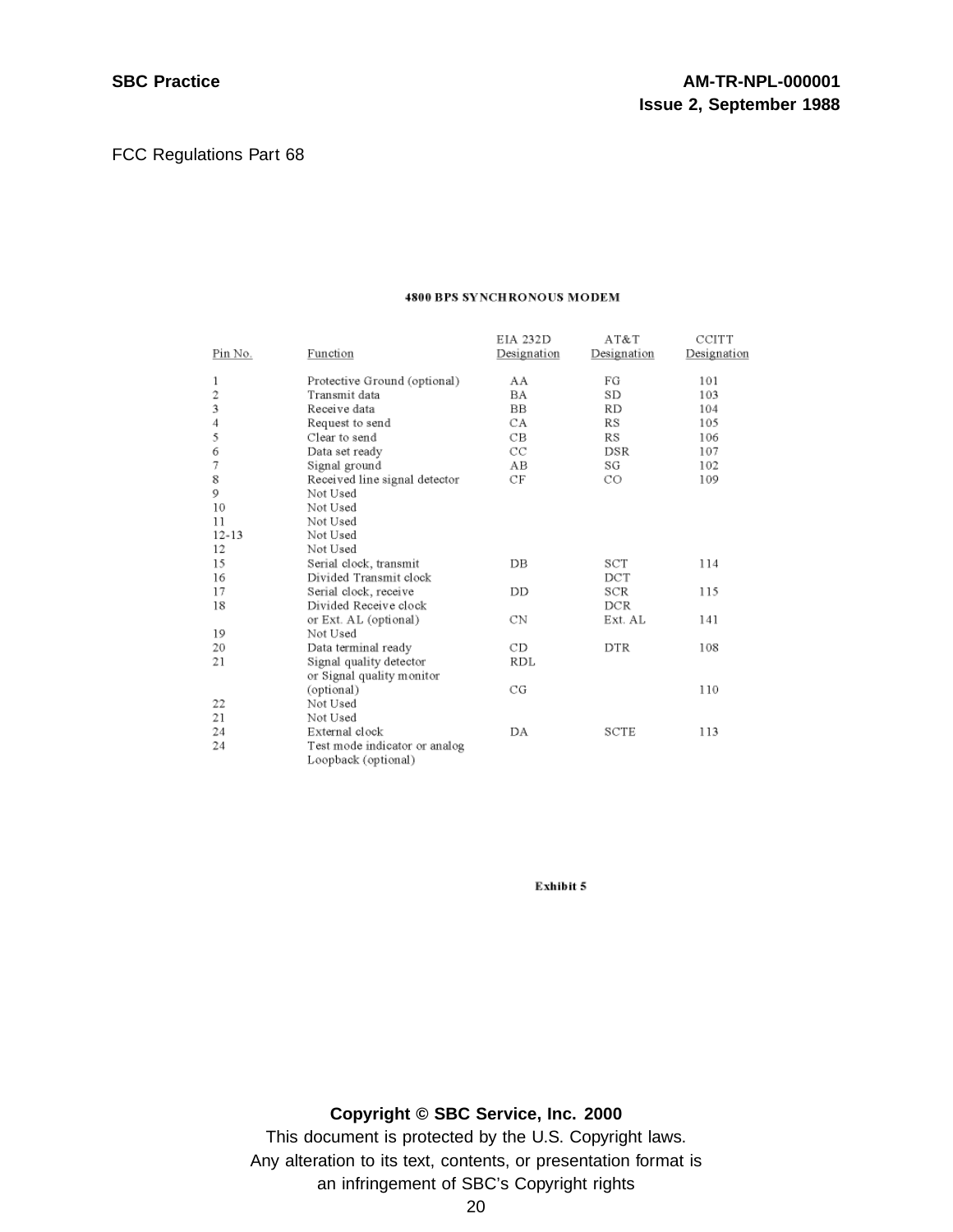FCC Regulations Part 68

**4800 BPS SYNCHRONOUS MODEM**

| Pin No. | Function | EIA 232D Designation | AT&T Designation | CCITT Designation |
|---|---|---|---|---|
| 1 | Protective Ground (optional) | AA | FG | 101 |
| 2 | Transmit data | BA | SD | 103 |
| 3 | Receive data | BB | RD | 104 |
| 4 | Request to send | CA | RS | 105 |
| 5 | Clear to send | CB | RS | 106 |
| 6 | Data set ready | CC | DSR | 107 |
| 7 | Signal ground | AB | SG | 102 |
| 8 | Received line signal detector | CF | CO | 109 |
| 9 | Not Used | | | |
| 10 | Not Used | | | |
| 11 | Not Used | | | |
| 12-13 | Not Used | | | |
| 12 | Not Used | | | |
| 15 | Serial clock, transmit | DB | SCT | 114 |
| 16 | Divided Transmit clock | | DCT | |
| 17 | Serial clock, receive | DD | SCR | 115 |
| 18 | Divided Receive clock | | DCR | |
| | or Ext. AL (optional) | CN | Ext. AL | 141 |
| 19 | Not Used | | | |
| 20 | Data terminal ready | CD | DTR | 108 |
| 21 | Signal quality detector | RDL | | |
| | or Signal quality monitor (optional) | CG | | 110 |
| 22 | Not Used | | | |
| 21 | Not Used | | | |
| 24 | External clock | DA | SCTE | 113 |
| 24 | Test mode indicator or analog Loopback (optional) | | | |

**Exhibit 5**

**Copyright © SBC Service, Inc. 2000**
This document is protected by the U.S. Copyright laws.
Any alteration to its text, contents, or presentation format is an infringement of SBC's Copyright rights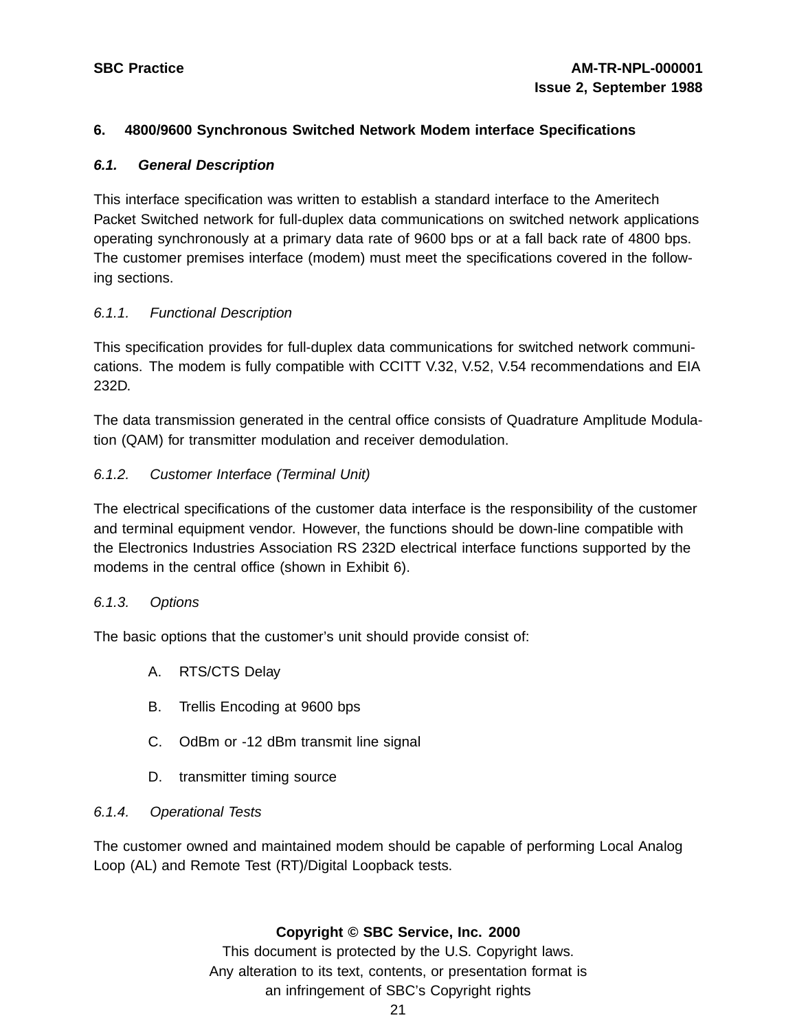## 6. 4800/9600 Synchronous Switched Network Modem interface Specifications

### *6.1. General Description*

This interface specification was written to establish a standard interface to the Ameritech Packet Switched network for full-duplex data communications on switched network applications operating synchronously at a primary data rate of 9600 bps or at a fall back rate of 4800 bps. The customer premises interface (modem) must meet the specifications covered in the following sections.

#### *6.1.1. Functional Description*

This specification provides for full-duplex data communications for switched network communications. The modem is fully compatible with CCITT V.32, V.52, V.54 recommendations and EIA 232D.

The data transmission generated in the central office consists of Quadrature Amplitude Modulation (QAM) for transmitter modulation and receiver demodulation.

#### *6.1.2. Customer Interface (Terminal Unit)*

The electrical specifications of the customer data interface is the responsibility of the customer and terminal equipment vendor. However, the functions should be down-line compatible with the Electronics Industries Association RS 232D electrical interface functions supported by the modems in the central office (shown in Exhibit 6).

#### *6.1.3. Options*

The basic options that the customer's unit should provide consist of:

A. RTS/CTS Delay

B. Trellis Encoding at 9600 bps

C. OdBm or -12 dBm transmit line signal

D. transmitter timing source

#### *6.1.4. Operational Tests*

The customer owned and maintained modem should be capable of performing Local Analog Loop (AL) and Remote Test (RT)/Digital Loopback tests.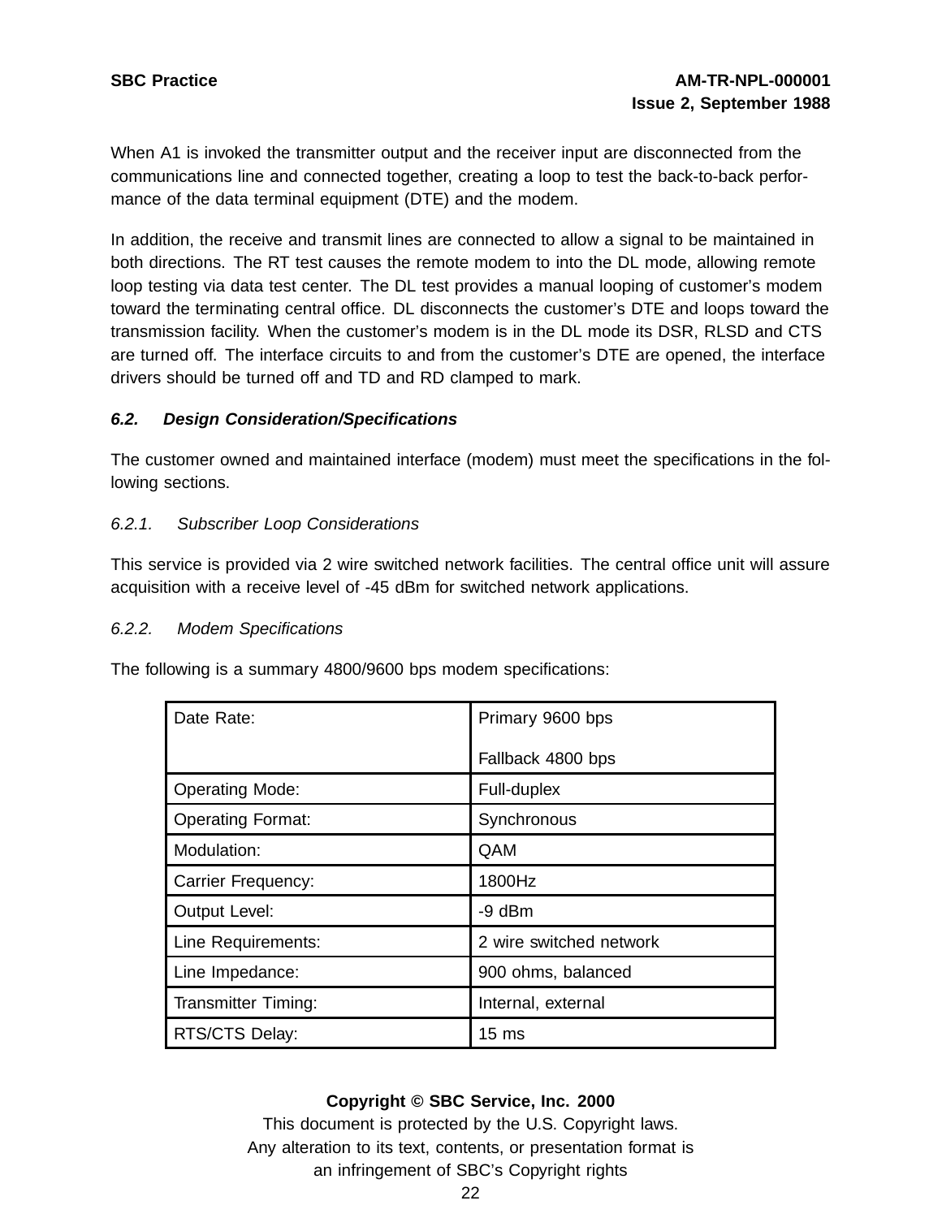When A1 is invoked the transmitter output and the receiver input are disconnected from the communications line and connected together, creating a loop to test the back-to-back performance of the data terminal equipment (DTE) and the modem.

In addition, the receive and transmit lines are connected to allow a signal to be maintained in both directions. The RT test causes the remote modem to into the DL mode, allowing remote loop testing via data test center. The DL test provides a manual looping of customer's modem toward the terminating central office. DL disconnects the customer's DTE and loops toward the transmission facility. When the customer's modem is in the DL mode its DSR, RLSD and CTS are turned off. The interface circuits to and from the customer's DTE are opened, the interface drivers should be turned off and TD and RD clamped to mark.

### *6.2. Design Consideration/Specifications*

The customer owned and maintained interface (modem) must meet the specifications in the following sections.

#### *6.2.1. Subscriber Loop Considerations*

This service is provided via 2 wire switched network facilities. The central office unit will assure acquisition with a receive level of -45 dBm for switched network applications.

#### *6.2.2. Modem Specifications*

The following is a summary 4800/9600 bps modem specifications:

| | |
|---|---|
| Date Rate: | Primary 9600 bps<br>Fallback 4800 bps |
| Operating Mode: | Full-duplex |
| Operating Format: | Synchronous |
| Modulation: | QAM |
| Carrier Frequency: | 1800Hz |
| Output Level: | -9 dBm |
| Line Requirements: | 2 wire switched network |
| Line Impedance: | 900 ohms, balanced |
| Transmitter Timing: | Internal, external |
| RTS/CTS Delay: | 15 ms |

**Copyright © SBC Service, Inc. 2000**
This document is protected by the U.S. Copyright laws.
Any alteration to its text, contents, or presentation format is an infringement of SBC's Copyright rights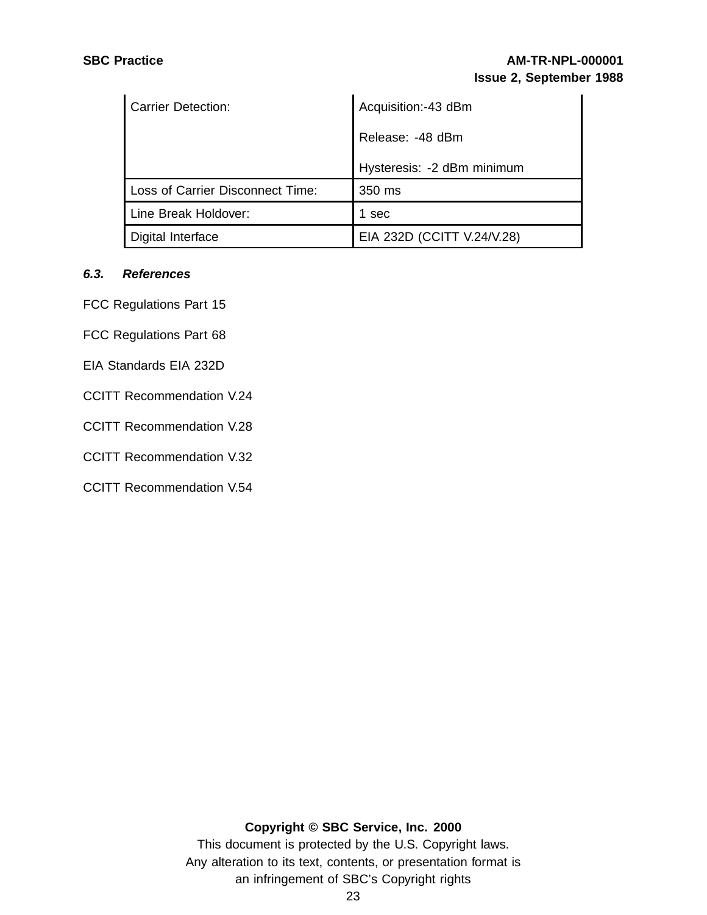| Carrier Detection: | Acquisition:-43 dBm<br>Release: -48 dBm<br>Hysteresis: -2 dBm minimum |
| --- | --- |
| Loss of Carrier Disconnect Time: | 350 ms |
| Line Break Holdover: | 1 sec |
| Digital Interface | EIA 232D (CCITT V.24/V.28) |

### *6.3. References*

FCC Regulations Part 15

FCC Regulations Part 68

EIA Standards EIA 232D

CCITT Recommendation V.24

CCITT Recommendation V.28

CCITT Recommendation V.32

CCITT Recommendation V.54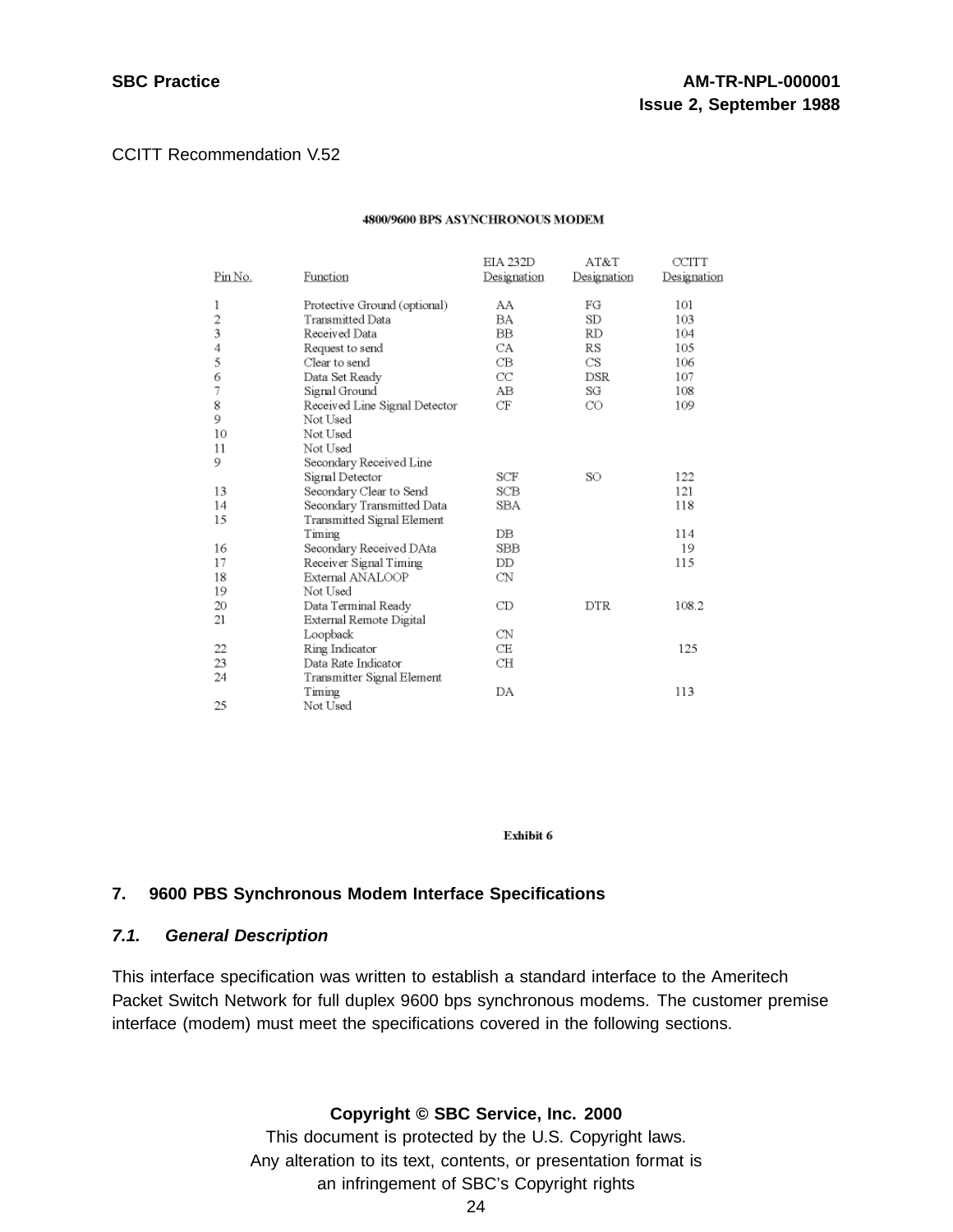CCITT Recommendation V.52

**4800/9600 BPS ASYNCHRONOUS MODEM**

| Pin No. | Function | EIA 232D Designation | AT&T Designation | CCITT Designation |
|---|---|---|---|---|
| 1 | Protective Ground (optional) | AA | FG | 101 |
| 2 | Transmitted Data | BA | SD | 103 |
| 3 | Received Data | BB | RD | 104 |
| 4 | Request to send | CA | RS | 105 |
| 5 | Clear to send | CB | CS | 106 |
| 6 | Data Set Ready | CC | DSR | 107 |
| 7 | Signal Ground | AB | SG | 108 |
| 8 | Received Line Signal Detector | CF | CO | 109 |
| 9 | Not Used | | | |
| 10 | Not Used | | | |
| 11 | Not Used | | | |
| 9 | Secondary Received Line Signal Detector | SCF | SO | 122 |
| 13 | Secondary Clear to Send | SCB | | 121 |
| 14 | Secondary Transmitted Data | SBA | | 118 |
| 15 | Transmitted Signal Element Timing | DB | | 114 |
| 16 | Secondary Received DAta | SBB | | 19 |
| 17 | Receiver Signal Timing | DD | | 115 |
| 18 | External ANALOOP | CN | | |
| 19 | Not Used | | | |
| 20 | Data Terminal Ready | CD | DTR | 108.2 |
| 21 | External Remote Digital Loopback | CN | | |
| 22 | Ring Indicator | CE | | 125 |
| 23 | Data Rate Indicator | CH | | |
| 24 | Transmitter Signal Element Timing | DA | | 113 |
| 25 | Not Used | | | |

**Exhibit 6**

## 7. 9600 PBS Synchronous Modem Interface Specifications

### *7.1. General Description*

This interface specification was written to establish a standard interface to the Ameritech Packet Switch Network for full duplex 9600 bps synchronous modems. The customer premise interface (modem) must meet the specifications covered in the following sections.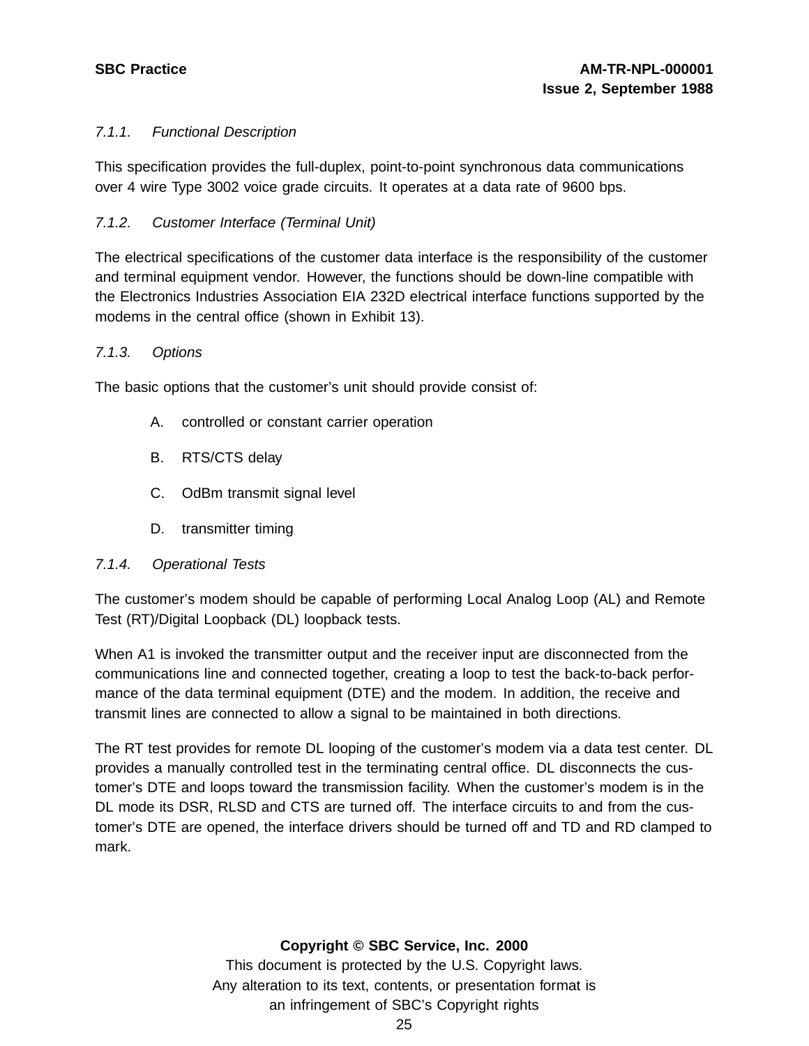### *7.1.1. Functional Description*

This specification provides the full-duplex, point-to-point synchronous data communications over 4 wire Type 3002 voice grade circuits. It operates at a data rate of 9600 bps.

### *7.1.2. Customer Interface (Terminal Unit)*

The electrical specifications of the customer data interface is the responsibility of the customer and terminal equipment vendor. However, the functions should be down-line compatible with the Electronics Industries Association EIA 232D electrical interface functions supported by the modems in the central office (shown in Exhibit 13).

### *7.1.3. Options*

The basic options that the customer's unit should provide consist of:

A. controlled or constant carrier operation

B. RTS/CTS delay

C. OdBm transmit signal level

D. transmitter timing

### *7.1.4. Operational Tests*

The customer's modem should be capable of performing Local Analog Loop (AL) and Remote Test (RT)/Digital Loopback (DL) loopback tests.

When A1 is invoked the transmitter output and the receiver input are disconnected from the communications line and connected together, creating a loop to test the back-to-back performance of the data terminal equipment (DTE) and the modem. In addition, the receive and transmit lines are connected to allow a signal to be maintained in both directions.

The RT test provides for remote DL looping of the customer's modem via a data test center. DL provides a manually controlled test in the terminating central office. DL disconnects the customer's DTE and loops toward the transmission facility. When the customer's modem is in the DL mode its DSR, RLSD and CTS are turned off. The interface circuits to and from the customer's DTE are opened, the interface drivers should be turned off and TD and RD clamped to mark.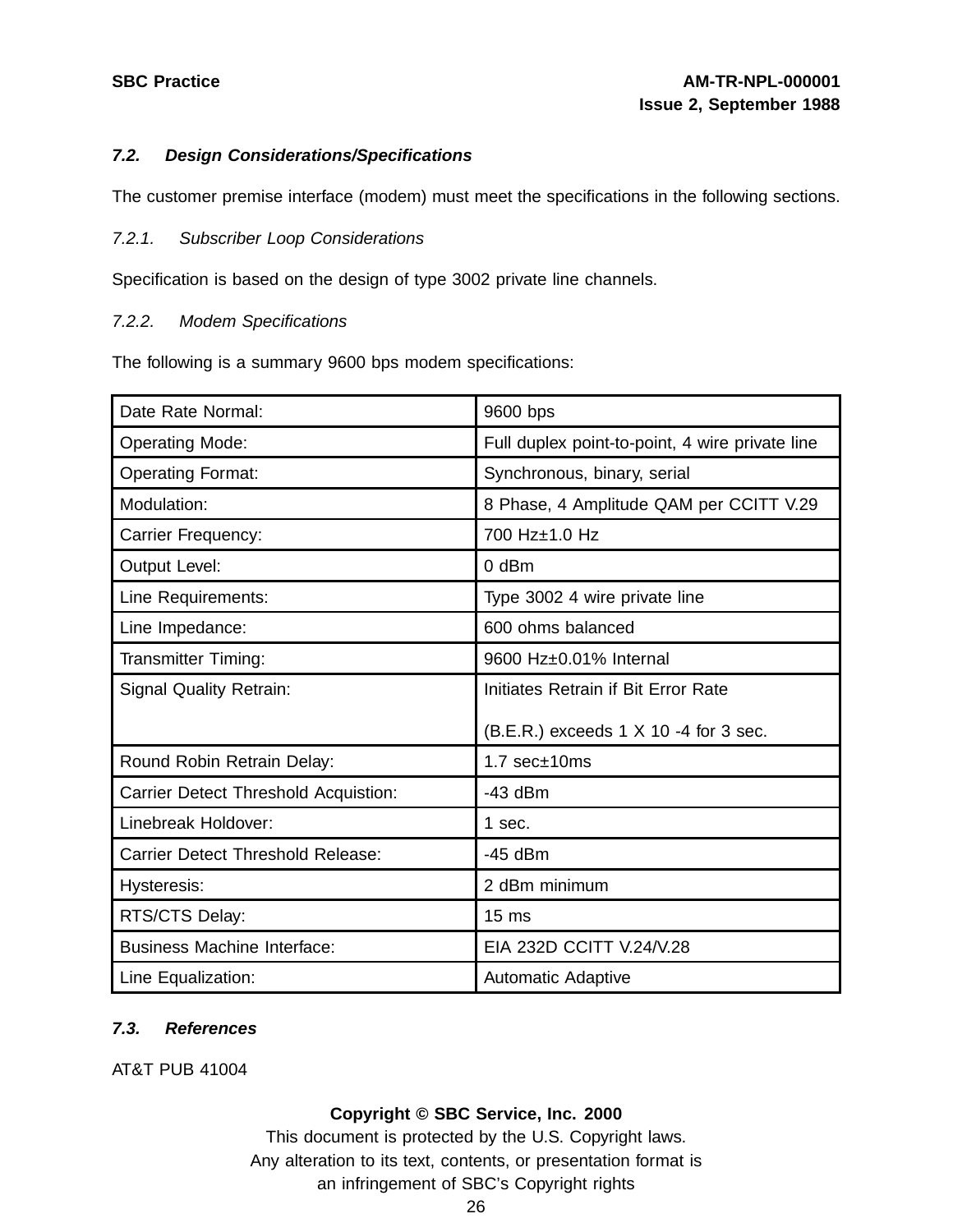### 7.2. Design Considerations/Specifications

The customer premise interface (modem) must meet the specifications in the following sections.

#### 7.2.1. Subscriber Loop Considerations

Specification is based on the design of type 3002 private line channels.

#### 7.2.2. Modem Specifications

The following is a summary 9600 bps modem specifications:

| | |
|---|---|
| Date Rate Normal: | 9600 bps |
| Operating Mode: | Full duplex point-to-point, 4 wire private line |
| Operating Format: | Synchronous, binary, serial |
| Modulation: | 8 Phase, 4 Amplitude QAM per CCITT V.29 |
| Carrier Frequency: | 700 Hz±1.0 Hz |
| Output Level: | 0 dBm |
| Line Requirements: | Type 3002 4 wire private line |
| Line Impedance: | 600 ohms balanced |
| Transmitter Timing: | 9600 Hz±0.01% Internal |
| Signal Quality Retrain: | Initiates Retrain if Bit Error Rate (B.E.R.) exceeds 1 X 10 -4 for 3 sec. |
| Round Robin Retrain Delay: | 1.7 sec±10ms |
| Carrier Detect Threshold Acquistion: | -43 dBm |
| Linebreak Holdover: | 1 sec. |
| Carrier Detect Threshold Release: | -45 dBm |
| Hysteresis: | 2 dBm minimum |
| RTS/CTS Delay: | 15 ms |
| Business Machine Interface: | EIA 232D CCITT V.24/V.28 |
| Line Equalization: | Automatic Adaptive |

### 7.3. References

AT&T PUB 41004

**Copyright © SBC Service, Inc. 2000**
This document is protected by the U.S. Copyright laws.
Any alteration to its text, contents, or presentation format is
an infringement of SBC's Copyright rights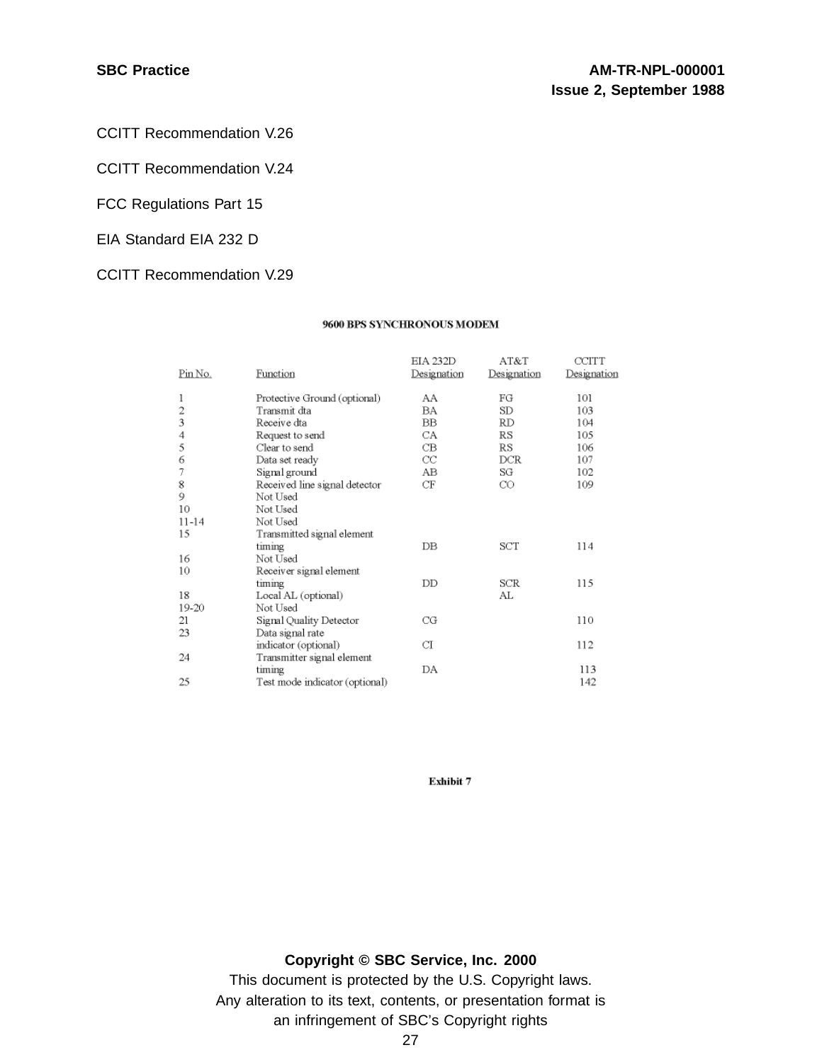CCITT Recommendation V.26

CCITT Recommendation V.24

FCC Regulations Part 15

EIA Standard EIA 232 D

CCITT Recommendation V.29

**9600 BPS SYNCHRONOUS MODEM**

| Pin No. | Function | EIA 232D Designation | AT&T Designation | CCITT Designation |
|---|---|---|---|---|
| 1 | Protective Ground (optional) | AA | FG | 101 |
| 2 | Transmit dta | BA | SD | 103 |
| 3 | Receive dta | BB | RD | 104 |
| 4 | Request to send | CA | RS | 105 |
| 5 | Clear to send | CB | RS | 106 |
| 6 | Data set ready | CC | DCR | 107 |
| 7 | Signal ground | AB | SG | 102 |
| 8 | Received line signal detector | CF | CO | 109 |
| 9 | Not Used | | | |
| 10 | Not Used | | | |
| 11-14 | Not Used | | | |
| 15 | Transmitted signal element timing | DB | SCT | 114 |
| 16 | Not Used | | | |
| 10 | Receiver signal element timing | DD | SCR | 115 |
| 18 | Local AL (optional) | | AL | |
| 19-20 | Not Used | | | |
| 21 | Signal Quality Detector | CG | | 110 |
| 23 | Data signal rate indicator (optional) | CI | | 112 |
| 24 | Transmitter signal element timing | DA | | 113 |
| 25 | Test mode indicator (optional) | | | 142 |

**Exhibit 7**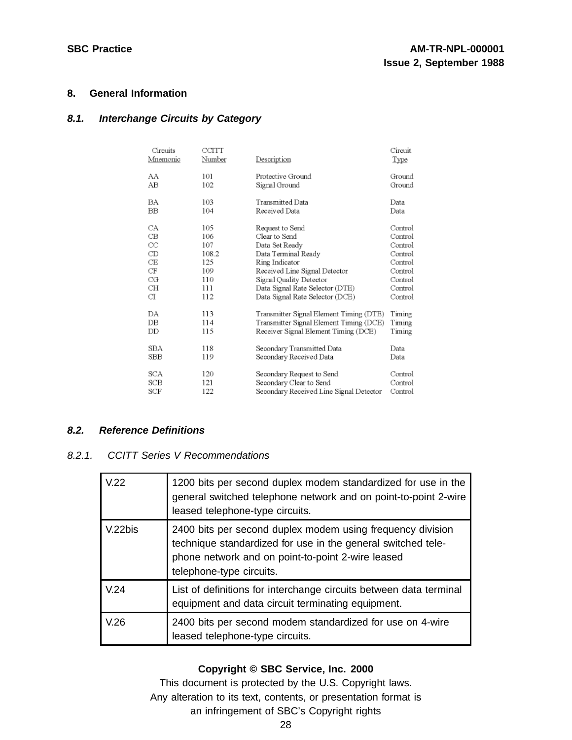## 8. General Information

### *8.1. Interchange Circuits by Category*

| Circuits Mnemonic | CCITT Number | Description | Circuit Type |
|---|---|---|---|
| AA | 101 | Protective Ground | Ground |
| AB | 102 | Signal Ground | Ground |
| BA | 103 | Transmitted Data | Data |
| BB | 104 | Received Data | Data |
| CA | 105 | Request to Send | Control |
| CB | 106 | Clear to Send | Control |
| CC | 107 | Data Set Ready | Control |
| CD | 108.2 | Data Terminal Ready | Control |
| CE | 125 | Ring Indicator | Control |
| CF | 109 | Received Line Signal Detector | Control |
| CG | 110 | Signal Quality Detector | Control |
| CH | 111 | Data Signal Rate Selector (DTE) | Control |
| CI | 112 | Data Signal Rate Selector (DCE) | Control |
| DA | 113 | Transmitter Signal Element Timing (DTE) | Timing |
| DB | 114 | Transmitter Signal Element Timing (DCE) | Timing |
| DD | 115 | Receiver Signal Element Timing (DCE) | Timing |
| SBA | 118 | Secondary Transmitted Data | Data |
| SBB | 119 | Secondary Received Data | Data |
| SCA | 120 | Secondary Request to Send | Control |
| SCB | 121 | Secondary Clear to Send | Control |
| SCF | 122 | Secondary Received Line Signal Detector | Control |

### *8.2. Reference Definitions*

#### *8.2.1. CCITT Series V Recommendations*

| | |
|---|---|
| V.22 | 1200 bits per second duplex modem standardized for use in the general switched telephone network and on point-to-point 2-wire leased telephone-type circuits. |
| V.22bis | 2400 bits per second duplex modem using frequency division technique standardized for use in the general switched telephone network and on point-to-point 2-wire leased telephone-type circuits. |
| V.24 | List of definitions for interchange circuits between data terminal equipment and data circuit terminating equipment. |
| V.26 | 2400 bits per second modem standardized for use on 4-wire leased telephone-type circuits. |

**Copyright © SBC Service, Inc. 2000**
This document is protected by the U.S. Copyright laws.
Any alteration to its text, contents, or presentation format is an infringement of SBC's Copyright rights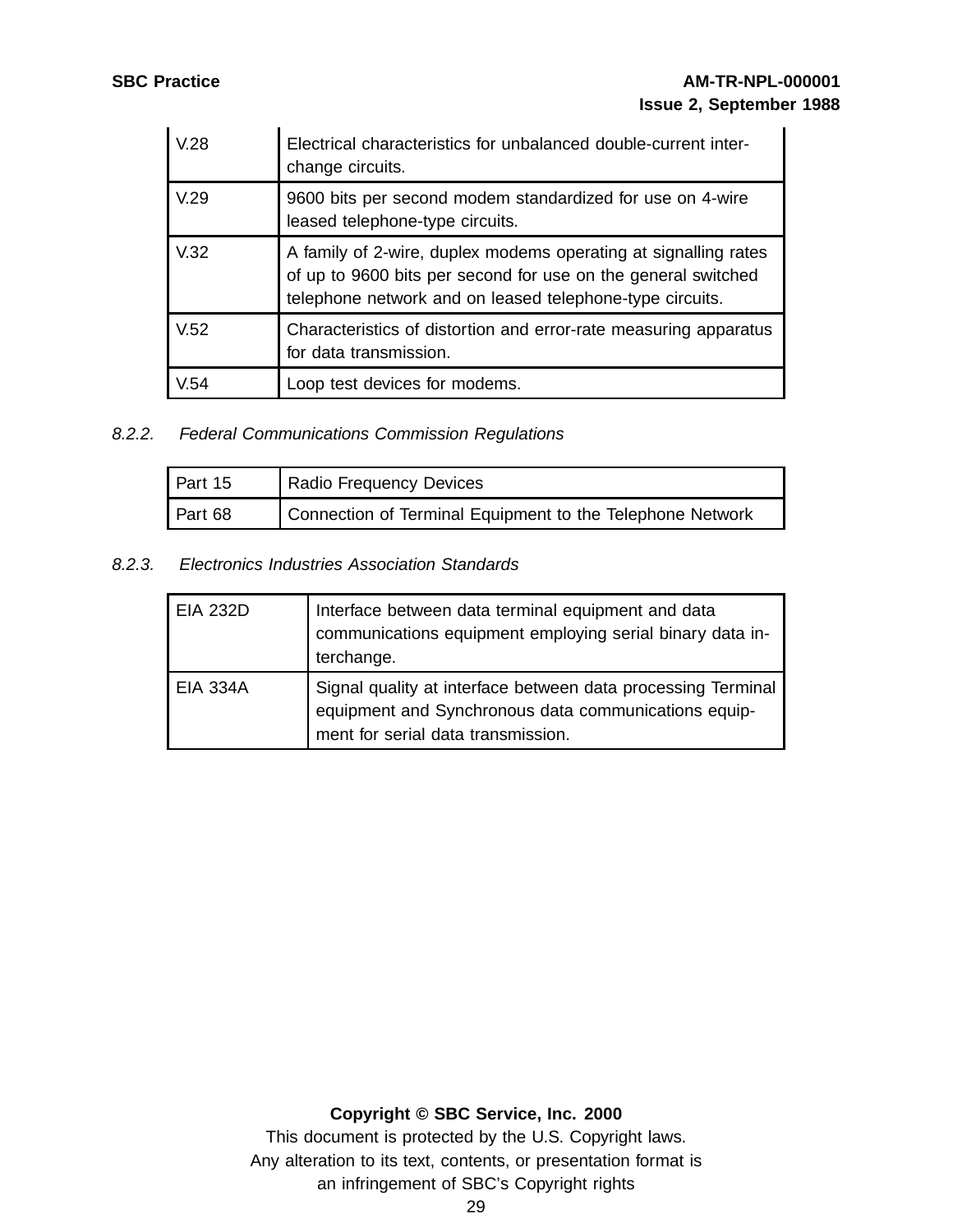| | |
|---|---|
| V.28 | Electrical characteristics for unbalanced double-current interchange circuits. |
| V.29 | 9600 bits per second modem standardized for use on 4-wire leased telephone-type circuits. |
| V.32 | A family of 2-wire, duplex modems operating at signalling rates of up to 9600 bits per second for use on the general switched telephone network and on leased telephone-type circuits. |
| V.52 | Characteristics of distortion and error-rate measuring apparatus for data transmission. |
| V.54 | Loop test devices for modems. |

*8.2.2. Federal Communications Commission Regulations*

| | |
|---|---|
| Part 15 | Radio Frequency Devices |
| Part 68 | Connection of Terminal Equipment to the Telephone Network |

*8.2.3. Electronics Industries Association Standards*

| | |
|---|---|
| EIA 232D | Interface between data terminal equipment and data communications equipment employing serial binary data interchange. |
| EIA 334A | Signal quality at interface between data processing Terminal equipment and Synchronous data communications equipment for serial data transmission. |